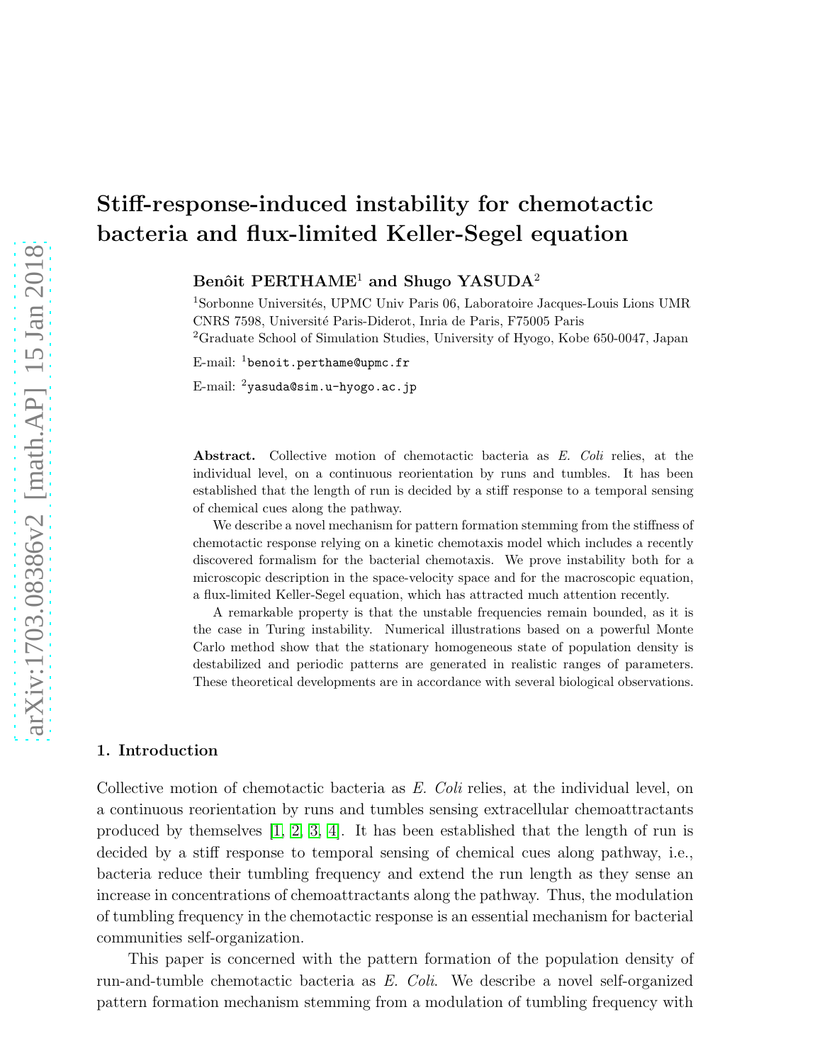# Stiff-response-induced instability for chemotactic bacteria and flux-limited Keller-Segel equation

**Benôit PERTHAME**[1] **and Shugo YASUDA**[2]

[1]Sorbonne Universités, UPMC Univ Paris 06, Laboratoire Jacques-Louis Lions UMR CNRS 7598, Université Paris-Diderot, Inria de Paris, F75005 Paris

[2]Graduate School of Simulation Studies, University of Hyogo, Kobe 650-0047, Japan

E-mail: [1]`benoit.perthame@upmc.fr`

E-mail: [2]`yasuda@sim.u-hyogo.ac.jp`

**Abstract.** Collective motion of chemotactic bacteria as *E. Coli* relies, at the individual level, on a continuous reorientation by runs and tumbles. It has been established that the length of run is decided by a stiff response to a temporal sensing of chemical cues along the pathway.

We describe a novel mechanism for pattern formation stemming from the stiffness of chemotactic response relying on a kinetic chemotaxis model which includes a recently discovered formalism for the bacterial chemotaxis. We prove instability both for a microscopic description in the space-velocity space and for the macroscopic equation, a flux-limited Keller-Segel equation, which has attracted much attention recently.

A remarkable property is that the unstable frequencies remain bounded, as it is the case in Turing instability. Numerical illustrations based on a powerful Monte Carlo method show that the stationary homogeneous state of population density is destabilized and periodic patterns are generated in realistic ranges of parameters. These theoretical developments are in accordance with several biological observations.

## 1. Introduction

Collective motion of chemotactic bacteria as *E. Coli* relies, at the individual level, on a continuous reorientation by runs and tumbles sensing extracellular chemoattractants produced by themselves [1, 2, 3, 4]. It has been established that the length of run is decided by a stiff response to temporal sensing of chemical cues along pathway, i.e., bacteria reduce their tumbling frequency and extend the run length as they sense an increase in concentrations of chemoattractants along the pathway. Thus, the modulation of tumbling frequency in the chemotactic response is an essential mechanism for bacterial communities self-organization.

This paper is concerned with the pattern formation of the population density of run-and-tumble chemotactic bacteria as *E. Coli*. We describe a novel self-organized pattern formation mechanism stemming from a modulation of tumbling frequency with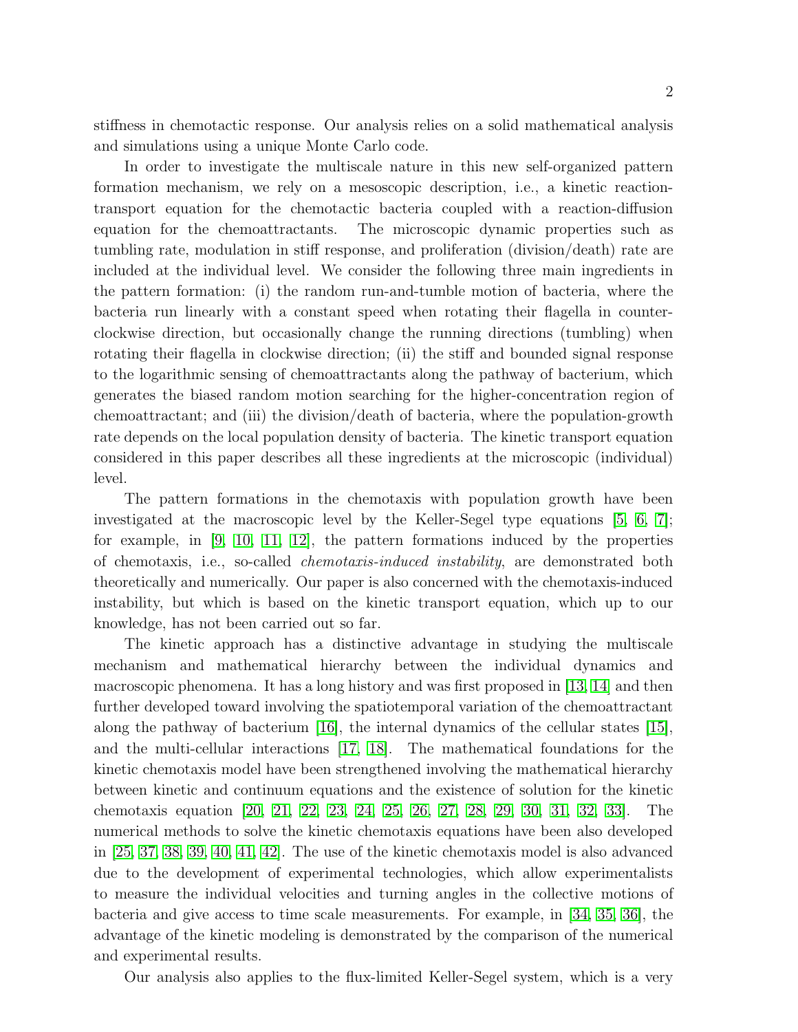stiffness in chemotactic response. Our analysis relies on a solid mathematical analysis and simulations using a unique Monte Carlo code.

In order to investigate the multiscale nature in this new self-organized pattern formation mechanism, we rely on a mesoscopic description, i.e., a kinetic reaction-transport equation for the chemotactic bacteria coupled with a reaction-diffusion equation for the chemoattractants. The microscopic dynamic properties such as tumbling rate, modulation in stiff response, and proliferation (division/death) rate are included at the individual level. We consider the following three main ingredients in the pattern formation: (i) the random run-and-tumble motion of bacteria, where the bacteria run linearly with a constant speed when rotating their flagella in counter-clockwise direction, but occasionally change the running directions (tumbling) when rotating their flagella in clockwise direction; (ii) the stiff and bounded signal response to the logarithmic sensing of chemoattractants along the pathway of bacterium, which generates the biased random motion searching for the higher-concentration region of chemoattractant; and (iii) the division/death of bacteria, where the population-growth rate depends on the local population density of bacteria. The kinetic transport equation considered in this paper describes all these ingredients at the microscopic (individual) level.

The pattern formations in the chemotaxis with population growth have been investigated at the macroscopic level by the Keller-Segel type equations [5, 6, 7]; for example, in [9, 10, 11, 12], the pattern formations induced by the properties of chemotaxis, i.e., so-called *chemotaxis-induced instability*, are demonstrated both theoretically and numerically. Our paper is also concerned with the chemotaxis-induced instability, but which is based on the kinetic transport equation, which up to our knowledge, has not been carried out so far.

The kinetic approach has a distinctive advantage in studying the multiscale mechanism and mathematical hierarchy between the individual dynamics and macroscopic phenomena. It has a long history and was first proposed in [13, 14] and then further developed toward involving the spatiotemporal variation of the chemoattractant along the pathway of bacterium [16], the internal dynamics of the cellular states [15], and the multi-cellular interactions [17, 18]. The mathematical foundations for the kinetic chemotaxis model have been strengthened involving the mathematical hierarchy between kinetic and continuum equations and the existence of solution for the kinetic chemotaxis equation [20, 21, 22, 23, 24, 25, 26, 27, 28, 29, 30, 31, 32, 33]. The numerical methods to solve the kinetic chemotaxis equations have been also developed in [25, 37, 38, 39, 40, 41, 42]. The use of the kinetic chemotaxis model is also advanced due to the development of experimental technologies, which allow experimentalists to measure the individual velocities and turning angles in the collective motions of bacteria and give access to time scale measurements. For example, in [34, 35, 36], the advantage of the kinetic modeling is demonstrated by the comparison of the numerical and experimental results.

Our analysis also applies to the flux-limited Keller-Segel system, which is a very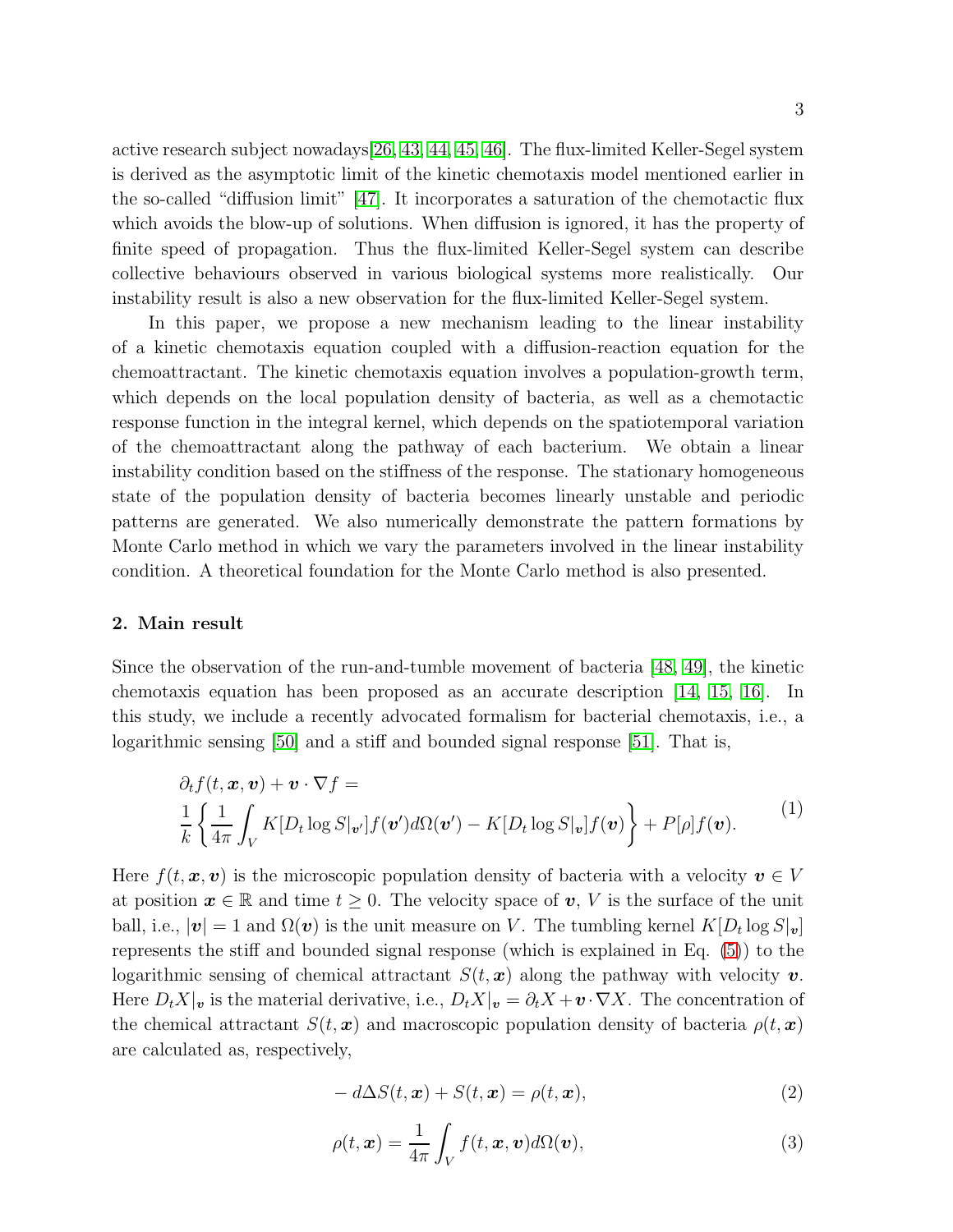active research subject nowadays[26, 43, 44, 45, 46]. The flux-limited Keller-Segel system is derived as the asymptotic limit of the kinetic chemotaxis model mentioned earlier in the so-called "diffusion limit" [47]. It incorporates a saturation of the chemotactic flux which avoids the blow-up of solutions. When diffusion is ignored, it has the property of finite speed of propagation. Thus the flux-limited Keller-Segel system can describe collective behaviours observed in various biological systems more realistically. Our instability result is also a new observation for the flux-limited Keller-Segel system.

In this paper, we propose a new mechanism leading to the linear instability of a kinetic chemotaxis equation coupled with a diffusion-reaction equation for the chemoattractant. The kinetic chemotaxis equation involves a population-growth term, which depends on the local population density of bacteria, as well as a chemotactic response function in the integral kernel, which depends on the spatiotemporal variation of the chemoattractant along the pathway of each bacterium. We obtain a linear instability condition based on the stiffness of the response. The stationary homogeneous state of the population density of bacteria becomes linearly unstable and periodic patterns are generated. We also numerically demonstrate the pattern formations by Monte Carlo method in which we vary the parameters involved in the linear instability condition. A theoretical foundation for the Monte Carlo method is also presented.

## 2. Main result

Since the observation of the run-and-tumble movement of bacteria [48, 49], the kinetic chemotaxis equation has been proposed as an accurate description [14, 15, 16]. In this study, we include a recently advocated formalism for bacterial chemotaxis, i.e., a logarithmic sensing [50] and a stiff and bounded signal response [51]. That is,

$$
\begin{aligned}
&\partial_t f(t,\boldsymbol{x},\boldsymbol{v}) + \boldsymbol{v}\cdot\nabla f = \\
&\frac{1}{k}\left\{\frac{1}{4\pi}\int_V K[D_t \log S|_{\boldsymbol{v}'}]f(\boldsymbol{v}')d\Omega(\boldsymbol{v}') - K[D_t \log S|_{\boldsymbol{v}}]f(\boldsymbol{v})\right\} + P[\rho]f(\boldsymbol{v}).
\end{aligned}
\tag{1}
$$

Here $f(t,\boldsymbol{x},\boldsymbol{v})$ is the microscopic population density of bacteria with a velocity $\boldsymbol{v}\in V$ at position $\boldsymbol{x}\in\mathbb{R}$ and time $t\geq 0$. The velocity space of $\boldsymbol{v}$, $V$ is the surface of the unit ball, i.e., $|\boldsymbol{v}|=1$ and $\Omega(\boldsymbol{v})$ is the unit measure on $V$. The tumbling kernel $K[D_t\log S|_{\boldsymbol{v}}]$ represents the stiff and bounded signal response (which is explained in Eq. (5)) to the logarithmic sensing of chemical attractant $S(t,\boldsymbol{x})$ along the pathway with velocity $\boldsymbol{v}$. Here $D_tX|_{\boldsymbol{v}}$ is the material derivative, i.e., $D_tX|_{\boldsymbol{v}} = \partial_t X + \boldsymbol{v}\cdot\nabla X$. The concentration of the chemical attractant $S(t,\boldsymbol{x})$ and macroscopic population density of bacteria $\rho(t,\boldsymbol{x})$ are calculated as, respectively,

$$
-d\Delta S(t,\boldsymbol{x}) + S(t,\boldsymbol{x}) = \rho(t,\boldsymbol{x}),
\tag{2}
$$

$$
\rho(t,\boldsymbol{x}) = \frac{1}{4\pi}\int_V f(t,\boldsymbol{x},\boldsymbol{v})d\Omega(\boldsymbol{v}),
\tag{3}
$$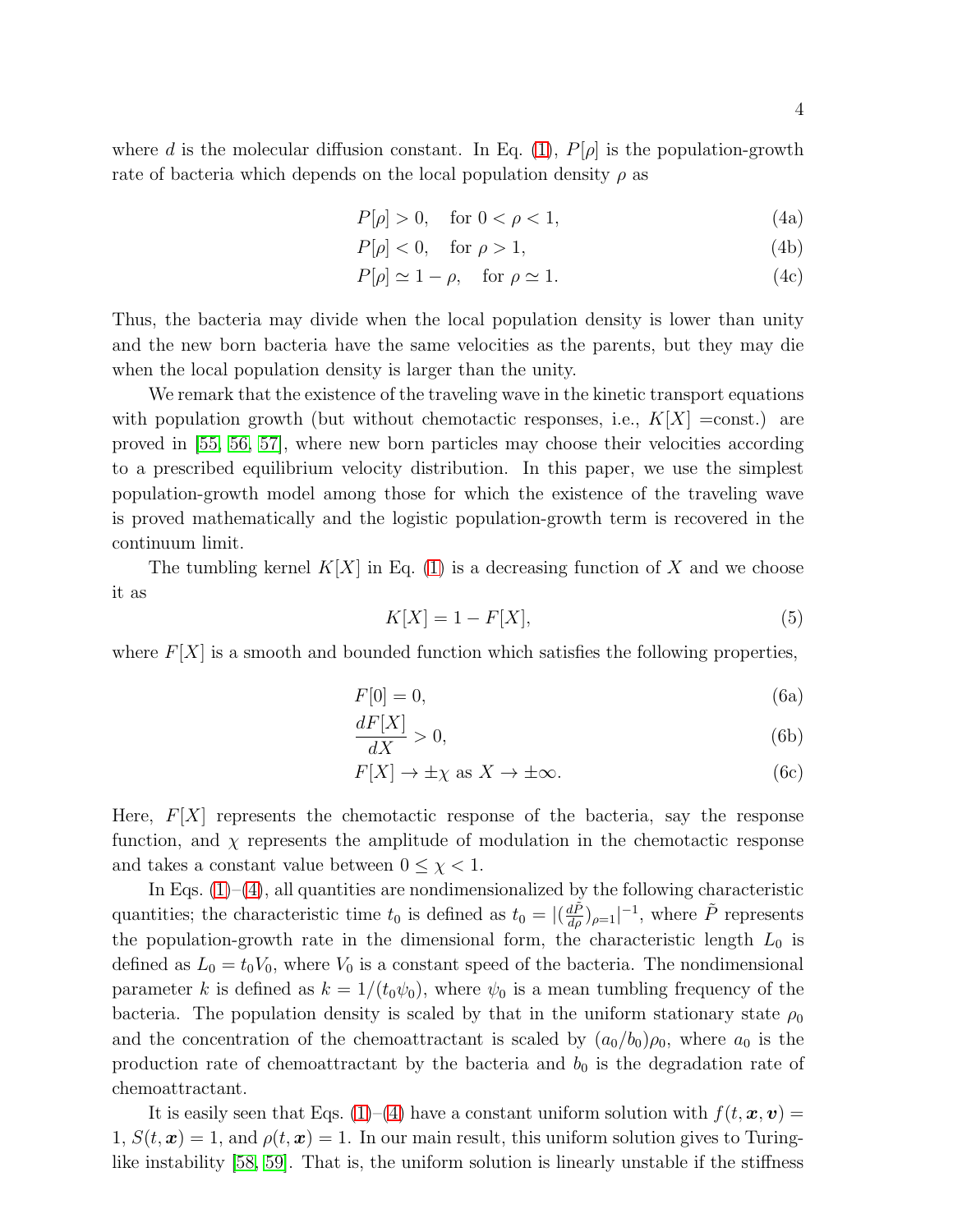where $d$ is the molecular diffusion constant. In Eq. (1), $P[\rho]$ is the population-growth rate of bacteria which depends on the local population density $\rho$ as

$$P[\rho] > 0, \quad \text{for } 0 < \rho < 1, \tag{4a}$$

$$P[\rho] < 0, \quad \text{for } \rho > 1, \tag{4b}$$

$$P[\rho] \simeq 1 - \rho, \quad \text{for } \rho \simeq 1. \tag{4c}$$

Thus, the bacteria may divide when the local population density is lower than unity and the new born bacteria have the same velocities as the parents, but they may die when the local population density is larger than the unity.

We remark that the existence of the traveling wave in the kinetic transport equations with population growth (but without chemotactic responses, i.e., $K[X]$ =const.) are proved in [55, 56, 57], where new born particles may choose their velocities according to a prescribed equilibrium velocity distribution. In this paper, we use the simplest population-growth model among those for which the existence of the traveling wave is proved mathematically and the logistic population-growth term is recovered in the continuum limit.

The tumbling kernel $K[X]$ in Eq. (1) is a decreasing function of $X$ and we choose it as

$$K[X] = 1 - F[X], \tag{5}$$

where $F[X]$ is a smooth and bounded function which satisfies the following properties,

$$F[0] = 0, \tag{6a}$$

$$\frac{dF[X]}{dX} > 0, \tag{6b}$$

$$F[X] \to \pm\chi \text{ as } X \to \pm\infty. \tag{6c}$$

Here, $F[X]$ represents the chemotactic response of the bacteria, say the response function, and $\chi$ represents the amplitude of modulation in the chemotactic response and takes a constant value between $0 \leq \chi < 1$.

In Eqs. (1)–(4), all quantities are nondimensionalized by the following characteristic quantities; the characteristic time $t_0$ is defined as $t_0 = |(\frac{d\tilde{P}}{d\rho})_{\rho=1}|^{-1}$, where $\tilde{P}$ represents the population-growth rate in the dimensional form, the characteristic length $L_0$ is defined as $L_0 = t_0 V_0$, where $V_0$ is a constant speed of the bacteria. The nondimensional parameter $k$ is defined as $k = 1/(t_0 \psi_0)$, where $\psi_0$ is a mean tumbling frequency of the bacteria. The population density is scaled by that in the uniform stationary state $\rho_0$ and the concentration of the chemoattractant is scaled by $(a_0/b_0)\rho_0$, where $a_0$ is the production rate of chemoattractant by the bacteria and $b_0$ is the degradation rate of chemoattractant.

It is easily seen that Eqs. (1)–(4) have a constant uniform solution with $f(t, \boldsymbol{x}, \boldsymbol{v}) = 1$, $S(t, \boldsymbol{x}) = 1$, and $\rho(t, \boldsymbol{x}) = 1$. In our main result, this uniform solution gives to Turing-like instability [58, 59]. That is, the uniform solution is linearly unstable if the stiffness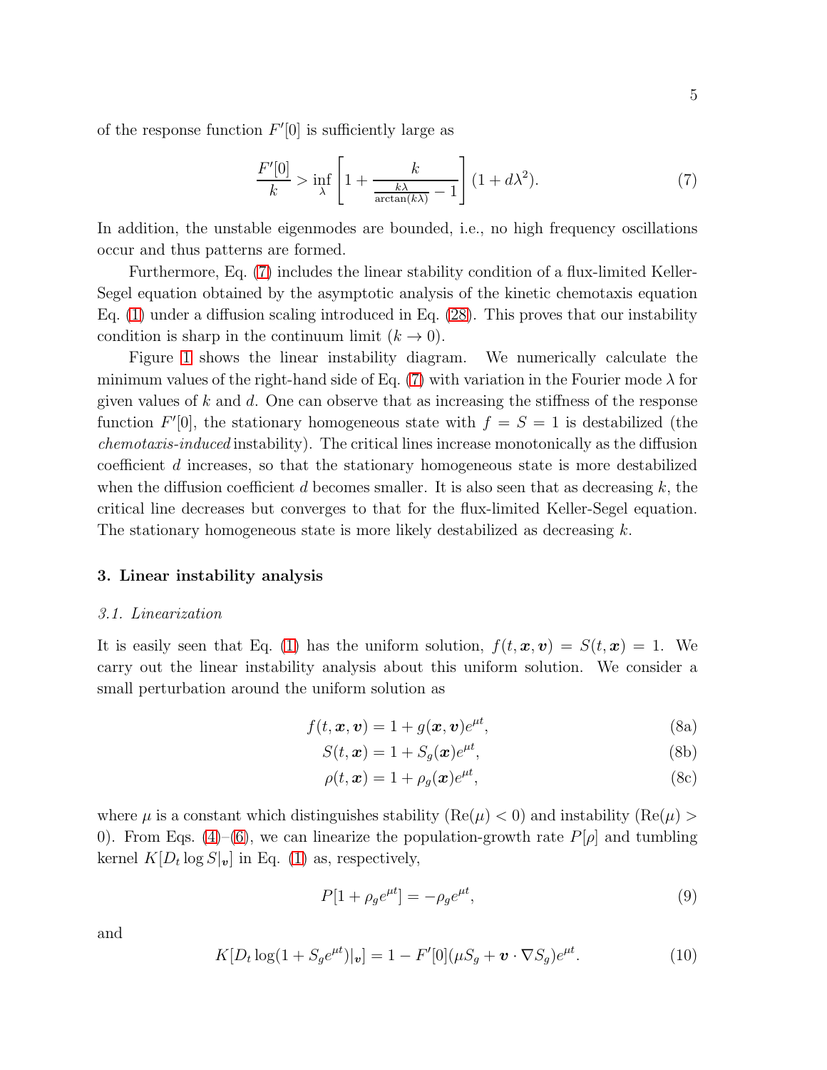of the response function $F'[0]$ is sufficiently large as

$$\frac{F'[0]}{k} > \inf_{\lambda} \left[ 1 + \frac{k}{\frac{k\lambda}{\arctan(k\lambda)} - 1} \right] (1 + d\lambda^2). \tag{7}$$

In addition, the unstable eigenmodes are bounded, i.e., no high frequency oscillations occur and thus patterns are formed.

Furthermore, Eq. (7) includes the linear stability condition of a flux-limited Keller-Segel equation obtained by the asymptotic analysis of the kinetic chemotaxis equation Eq. (1) under a diffusion scaling introduced in Eq. (28). This proves that our instability condition is sharp in the continuum limit ($k \to 0$).

Figure 1 shows the linear instability diagram. We numerically calculate the minimum values of the right-hand side of Eq. (7) with variation in the Fourier mode $\lambda$ for given values of $k$ and $d$. One can observe that as increasing the stiffness of the response function $F'[0]$, the stationary homogeneous state with $f = S = 1$ is destabilized (the *chemotaxis-induced* instability). The critical lines increase monotonically as the diffusion coefficient $d$ increases, so that the stationary homogeneous state is more destabilized when the diffusion coefficient $d$ becomes smaller. It is also seen that as decreasing $k$, the critical line decreases but converges to that for the flux-limited Keller-Segel equation. The stationary homogeneous state is more likely destabilized as decreasing $k$.

## 3. Linear instability analysis

### 3.1. Linearization

It is easily seen that Eq. (1) has the uniform solution, $f(t, \boldsymbol{x}, \boldsymbol{v}) = S(t, \boldsymbol{x}) = 1$. We carry out the linear instability analysis about this uniform solution. We consider a small perturbation around the uniform solution as

$$f(t, \boldsymbol{x}, \boldsymbol{v}) = 1 + g(\boldsymbol{x}, \boldsymbol{v})e^{\mu t}, \tag{8a}$$

$$S(t, \boldsymbol{x}) = 1 + S_g(\boldsymbol{x})e^{\mu t}, \tag{8b}$$

$$\rho(t, \boldsymbol{x}) = 1 + \rho_g(\boldsymbol{x})e^{\mu t}, \tag{8c}$$

where $\mu$ is a constant which distinguishes stability ($\mathrm{Re}(\mu) < 0$) and instability ($\mathrm{Re}(\mu) > 0$). From Eqs. (4)–(6), we can linearize the population-growth rate $P[\rho]$ and tumbling kernel $K[D_t \log S|_{\boldsymbol{v}}]$ in Eq. (1) as, respectively,

$$P[1 + \rho_g e^{\mu t}] = -\rho_g e^{\mu t}, \tag{9}$$

and

$$K[D_t \log(1 + S_g e^{\mu t})|_{\boldsymbol{v}}] = 1 - F'[0](\mu S_g + \boldsymbol{v} \cdot \nabla S_g)e^{\mu t}. \tag{10}$$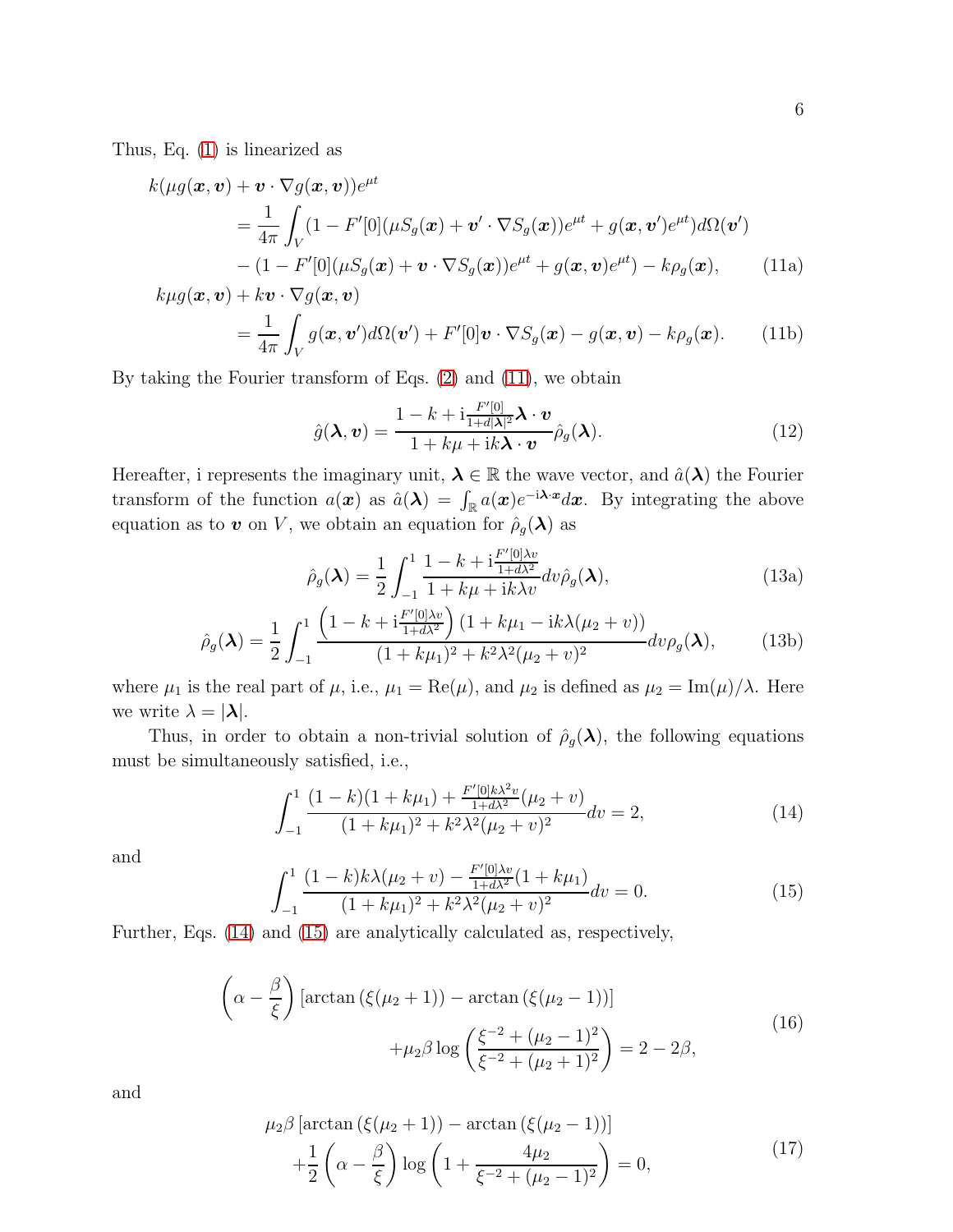Thus, Eq. (1) is linearized as

$$
\begin{aligned}
k(\mu g(\boldsymbol{x},\boldsymbol{v}) &+ \boldsymbol{v}\cdot\nabla g(\boldsymbol{x},\boldsymbol{v}))e^{\mu t} \\
&= \frac{1}{4\pi}\int_V (1 - F'[0](\mu S_g(\boldsymbol{x}) + \boldsymbol{v}'\cdot\nabla S_g(\boldsymbol{x}))e^{\mu t} + g(\boldsymbol{x},\boldsymbol{v}')e^{\mu t})d\Omega(\boldsymbol{v}') \\
&\quad - (1 - F'[0](\mu S_g(\boldsymbol{x}) + \boldsymbol{v}\cdot\nabla S_g(\boldsymbol{x}))e^{\mu t} + g(\boldsymbol{x},\boldsymbol{v})e^{\mu t}) - k\rho_g(\boldsymbol{x}), \qquad (11a)\\
k\mu g(\boldsymbol{x},\boldsymbol{v}) &+ k\boldsymbol{v}\cdot\nabla g(\boldsymbol{x},\boldsymbol{v}) \\
&= \frac{1}{4\pi}\int_V g(\boldsymbol{x},\boldsymbol{v}')d\Omega(\boldsymbol{v}') + F'[0]\boldsymbol{v}\cdot\nabla S_g(\boldsymbol{x}) - g(\boldsymbol{x},\boldsymbol{v}) - k\rho_g(\boldsymbol{x}). \qquad (11b)
\end{aligned}
$$

By taking the Fourier transform of Eqs. (2) and (11), we obtain

$$
\hat{g}(\boldsymbol{\lambda},\boldsymbol{v}) = \frac{1 - k + \mathrm{i}\frac{F'[0]}{1+d|\boldsymbol{\lambda}|^2}\boldsymbol{\lambda}\cdot\boldsymbol{v}}{1 + k\mu + \mathrm{i}k\boldsymbol{\lambda}\cdot\boldsymbol{v}}\hat{\rho}_g(\boldsymbol{\lambda}). \qquad (12)
$$

Hereafter, i represents the imaginary unit, $\boldsymbol{\lambda}\in\mathbb{R}$ the wave vector, and $\hat{a}(\boldsymbol{\lambda})$ the Fourier transform of the function $a(\boldsymbol{x})$ as $\hat{a}(\boldsymbol{\lambda}) = \int_{\mathbb{R}} a(\boldsymbol{x})e^{-\mathrm{i}\boldsymbol{\lambda}\cdot\boldsymbol{x}}d\boldsymbol{x}$. By integrating the above equation as to $\boldsymbol{v}$ on $V$, we obtain an equation for $\hat{\rho}_g(\boldsymbol{\lambda})$ as

$$
\hat{\rho}_g(\boldsymbol{\lambda}) = \frac{1}{2}\int_{-1}^{1}\frac{1 - k + \mathrm{i}\frac{F'[0]\lambda v}{1+d\lambda^2}}{1 + k\mu + \mathrm{i}k\lambda v}dv\,\hat{\rho}_g(\boldsymbol{\lambda}), \qquad (13a)
$$

$$
\hat{\rho}_g(\boldsymbol{\lambda}) = \frac{1}{2}\int_{-1}^{1}\frac{\left(1 - k + \mathrm{i}\frac{F'[0]\lambda v}{1+d\lambda^2}\right)(1 + k\mu_1 - \mathrm{i}k\lambda(\mu_2 + v))}{(1+k\mu_1)^2 + k^2\lambda^2(\mu_2+v)^2}dv\,\rho_g(\boldsymbol{\lambda}), \qquad (13b)
$$

where $\mu_1$ is the real part of $\mu$, i.e., $\mu_1 = \mathrm{Re}(\mu)$, and $\mu_2$ is defined as $\mu_2 = \mathrm{Im}(\mu)/\lambda$. Here we write $\lambda = |\boldsymbol{\lambda}|$.

Thus, in order to obtain a non-trivial solution of $\hat{\rho}_g(\boldsymbol{\lambda})$, the following equations must be simultaneously satisfied, i.e.,

$$
\int_{-1}^{1}\frac{(1-k)(1+k\mu_1) + \frac{F'[0]k\lambda^2 v}{1+d\lambda^2}(\mu_2+v)}{(1+k\mu_1)^2 + k^2\lambda^2(\mu_2+v)^2}dv = 2, \qquad (14)
$$

and

$$
\int_{-1}^{1}\frac{(1-k)k\lambda(\mu_2+v) - \frac{F'[0]\lambda v}{1+d\lambda^2}(1+k\mu_1)}{(1+k\mu_1)^2 + k^2\lambda^2(\mu_2+v)^2}dv = 0. \qquad (15)
$$

Further, Eqs. (14) and (15) are analytically calculated as, respectively,

$$
\begin{aligned}
\left(\alpha - \frac{\beta}{\xi}\right)&\left[\arctan\left(\xi(\mu_2+1)\right) - \arctan\left(\xi(\mu_2-1)\right)\right] \\
&+\mu_2\beta\log\left(\frac{\xi^{-2} + (\mu_2-1)^2}{\xi^{-2} + (\mu_2+1)^2}\right) = 2 - 2\beta,
\end{aligned} \qquad (16)
$$

and

$$
\begin{aligned}
\mu_2\beta&\left[\arctan\left(\xi(\mu_2+1)\right) - \arctan\left(\xi(\mu_2-1)\right)\right] \\
&+\frac{1}{2}\left(\alpha - \frac{\beta}{\xi}\right)\log\left(1 + \frac{4\mu_2}{\xi^{-2} + (\mu_2-1)^2}\right) = 0,
\end{aligned} \qquad (17)
$$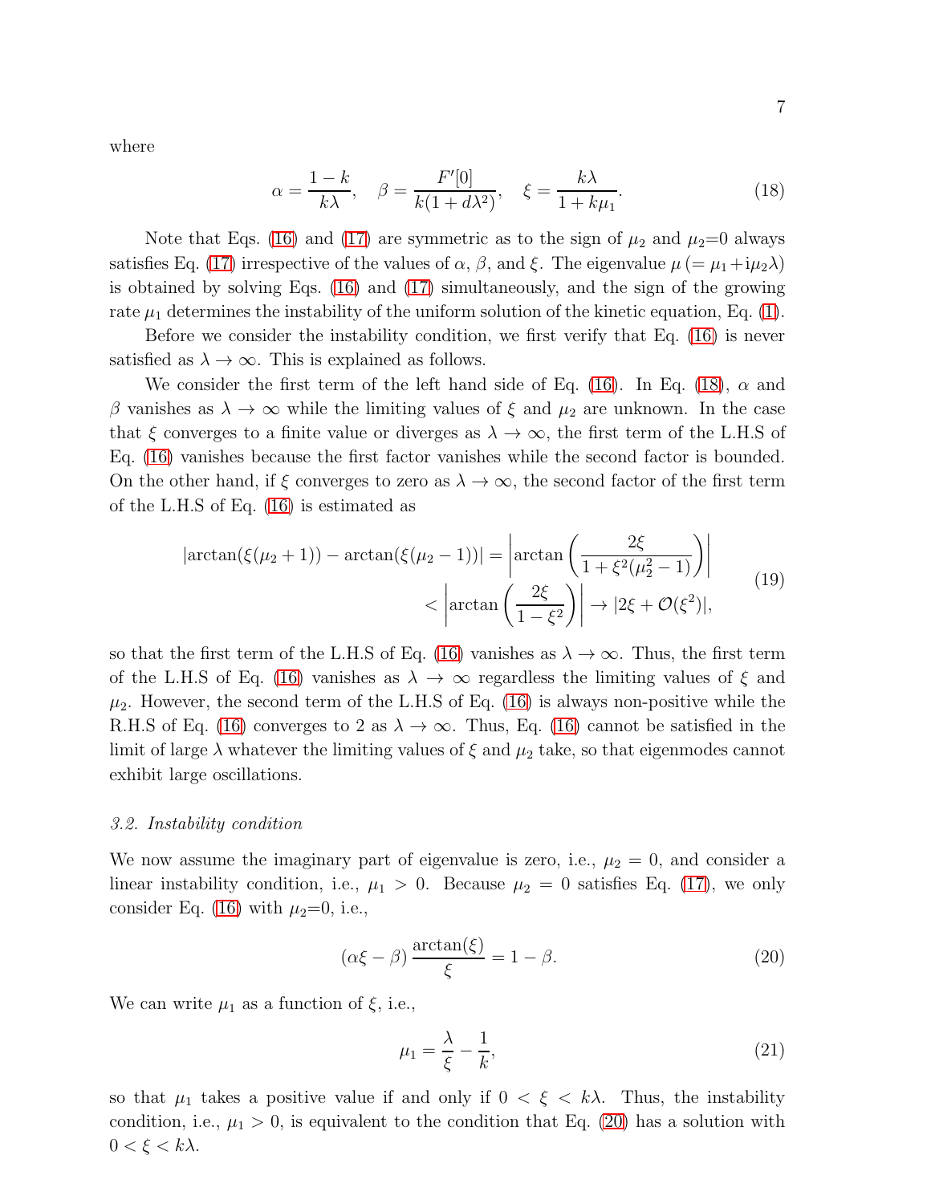where

$$\alpha = \frac{1-k}{k\lambda}, \quad \beta = \frac{F'[0]}{k(1+d\lambda^2)}, \quad \xi = \frac{k\lambda}{1+k\mu_1}. \tag{18}$$

Note that Eqs. (16) and (17) are symmetric as to the sign of $\mu_2$ and $\mu_2$=0 always satisfies Eq. (17) irrespective of the values of $\alpha$, $\beta$, and $\xi$. The eigenvalue $\mu$ $(= \mu_1 + \mathrm{i}\mu_2\lambda)$ is obtained by solving Eqs. (16) and (17) simultaneously, and the sign of the growing rate $\mu_1$ determines the instability of the uniform solution of the kinetic equation, Eq. (1).

Before we consider the instability condition, we first verify that Eq. (16) is never satisfied as $\lambda \to \infty$. This is explained as follows.

We consider the first term of the left hand side of Eq. (16). In Eq. (18), $\alpha$ and $\beta$ vanishes as $\lambda \to \infty$ while the limiting values of $\xi$ and $\mu_2$ are unknown. In the case that $\xi$ converges to a finite value or diverges as $\lambda \to \infty$, the first term of the L.H.S of Eq. (16) vanishes because the first factor vanishes while the second factor is bounded. On the other hand, if $\xi$ converges to zero as $\lambda \to \infty$, the second factor of the first term of the L.H.S of Eq. (16) is estimated as

$$\begin{aligned} |\arctan(\xi(\mu_2+1)) - \arctan(\xi(\mu_2-1))| &= \left|\arctan\left(\frac{2\xi}{1+\xi^2(\mu_2^2-1)}\right)\right| \\ &< \left|\arctan\left(\frac{2\xi}{1-\xi^2}\right)\right| \to |2\xi + \mathcal{O}(\xi^2)|, \end{aligned} \tag{19}$$

so that the first term of the L.H.S of Eq. (16) vanishes as $\lambda \to \infty$. Thus, the first term of the L.H.S of Eq. (16) vanishes as $\lambda \to \infty$ regardless the limiting values of $\xi$ and $\mu_2$. However, the second term of the L.H.S of Eq. (16) is always non-positive while the R.H.S of Eq. (16) converges to 2 as $\lambda \to \infty$. Thus, Eq. (16) cannot be satisfied in the limit of large $\lambda$ whatever the limiting values of $\xi$ and $\mu_2$ take, so that eigenmodes cannot exhibit large oscillations.

### *3.2. Instability condition*

We now assume the imaginary part of eigenvalue is zero, i.e., $\mu_2 = 0$, and consider a linear instability condition, i.e., $\mu_1 > 0$. Because $\mu_2 = 0$ satisfies Eq. (17), we only consider Eq. (16) with $\mu_2$=0, i.e.,

$$(\alpha\xi - \beta)\,\frac{\arctan(\xi)}{\xi} = 1 - \beta. \tag{20}$$

We can write $\mu_1$ as a function of $\xi$, i.e.,

$$\mu_1 = \frac{\lambda}{\xi} - \frac{1}{k}, \tag{21}$$

so that $\mu_1$ takes a positive value if and only if $0 < \xi < k\lambda$. Thus, the instability condition, i.e., $\mu_1 > 0$, is equivalent to the condition that Eq. (20) has a solution with $0 < \xi < k\lambda$.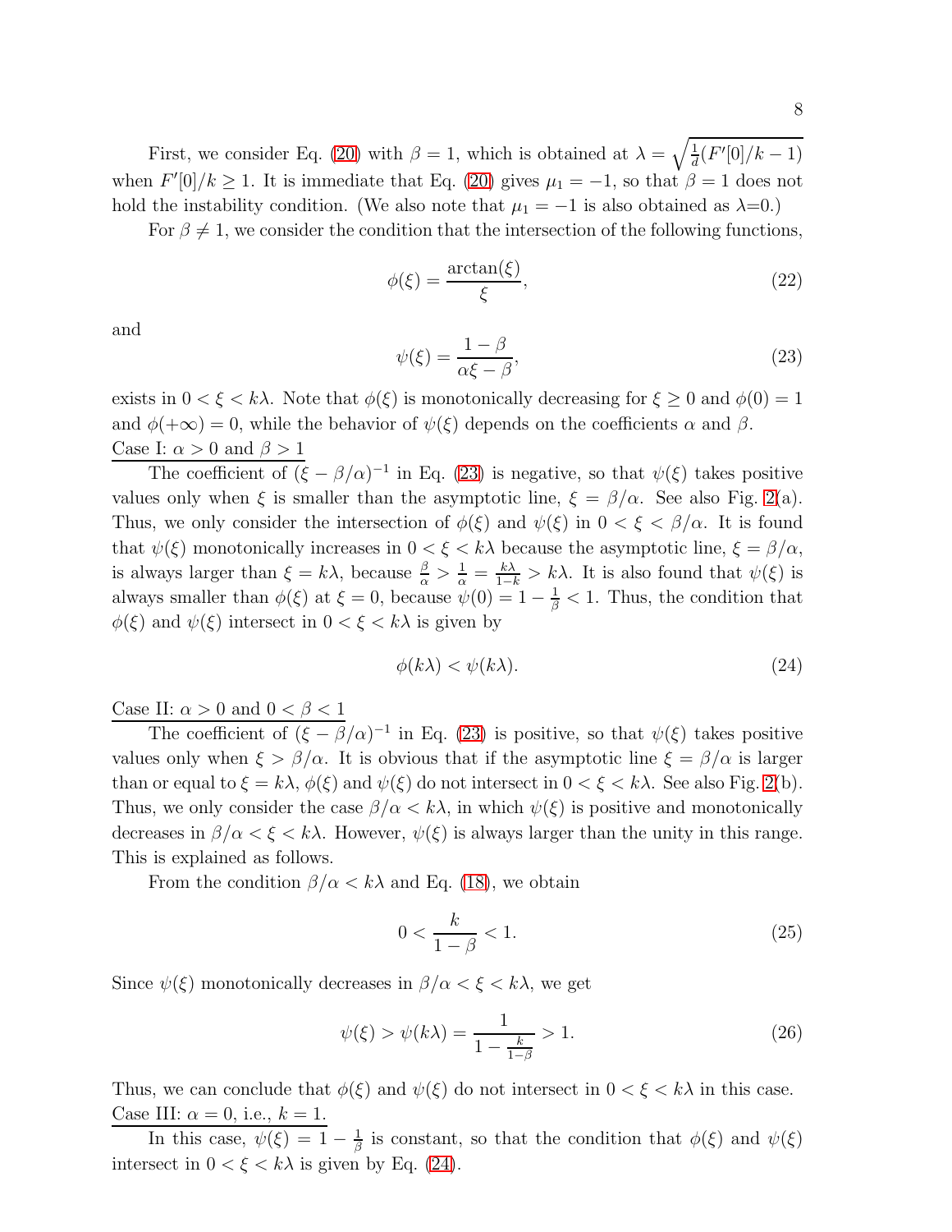First, we consider Eq. (20) with $\beta = 1$, which is obtained at $\lambda = \sqrt{\frac{1}{d}(F'[0]/k - 1)}$ when $F'[0]/k \geq 1$. It is immediate that Eq. (20) gives $\mu_1 = -1$, so that $\beta = 1$ does not hold the instability condition. (We also note that $\mu_1 = -1$ is also obtained as $\lambda$=0.)

For $\beta \neq 1$, we consider the condition that the intersection of the following functions,

$$\phi(\xi) = \frac{\arctan(\xi)}{\xi}, \tag{22}$$

and

$$\psi(\xi) = \frac{1-\beta}{\alpha\xi - \beta}, \tag{23}$$

exists in $0 < \xi < k\lambda$. Note that $\phi(\xi)$ is monotonically decreasing for $\xi \geq 0$ and $\phi(0) = 1$ and $\phi(+\infty) = 0$, while the behavior of $\psi(\xi)$ depends on the coefficients $\alpha$ and $\beta$.

Case I: $\alpha > 0$ and $\beta > 1$

The coefficient of $(\xi - \beta/\alpha)^{-1}$ in Eq. (23) is negative, so that $\psi(\xi)$ takes positive values only when $\xi$ is smaller than the asymptotic line, $\xi = \beta/\alpha$. See also Fig. 2(a). Thus, we only consider the intersection of $\phi(\xi)$ and $\psi(\xi)$ in $0 < \xi < \beta/\alpha$. It is found that $\psi(\xi)$ monotonically increases in $0 < \xi < k\lambda$ because the asymptotic line, $\xi = \beta/\alpha$, is always larger than $\xi = k\lambda$, because $\frac{\beta}{\alpha} > \frac{1}{\alpha} = \frac{k\lambda}{1-k} > k\lambda$. It is also found that $\psi(\xi)$ is always smaller than $\phi(\xi)$ at $\xi = 0$, because $\psi(0) = 1 - \frac{1}{\beta} < 1$. Thus, the condition that $\phi(\xi)$ and $\psi(\xi)$ intersect in $0 < \xi < k\lambda$ is given by

$$\phi(k\lambda) < \psi(k\lambda). \tag{24}$$

Case II: $\alpha > 0$ and $0 < \beta < 1$

The coefficient of $(\xi - \beta/\alpha)^{-1}$ in Eq. (23) is positive, so that $\psi(\xi)$ takes positive values only when $\xi > \beta/\alpha$. It is obvious that if the asymptotic line $\xi = \beta/\alpha$ is larger than or equal to $\xi = k\lambda$, $\phi(\xi)$ and $\psi(\xi)$ do not intersect in $0 < \xi < k\lambda$. See also Fig. 2(b). Thus, we only consider the case $\beta/\alpha < k\lambda$, in which $\psi(\xi)$ is positive and monotonically decreases in $\beta/\alpha < \xi < k\lambda$. However, $\psi(\xi)$ is always larger than the unity in this range. This is explained as follows.

From the condition $\beta/\alpha < k\lambda$ and Eq. (18), we obtain

$$0 < \frac{k}{1-\beta} < 1. \tag{25}$$

Since $\psi(\xi)$ monotonically decreases in $\beta/\alpha < \xi < k\lambda$, we get

$$\psi(\xi) > \psi(k\lambda) = \frac{1}{1 - \frac{k}{1-\beta}} > 1. \tag{26}$$

Thus, we can conclude that $\phi(\xi)$ and $\psi(\xi)$ do not intersect in $0 < \xi < k\lambda$ in this case.

Case III: $\alpha = 0$, i.e., $k = 1$.

In this case, $\psi(\xi) = 1 - \frac{1}{\beta}$ is constant, so that the condition that $\phi(\xi)$ and $\psi(\xi)$ intersect in $0 < \xi < k\lambda$ is given by Eq. (24).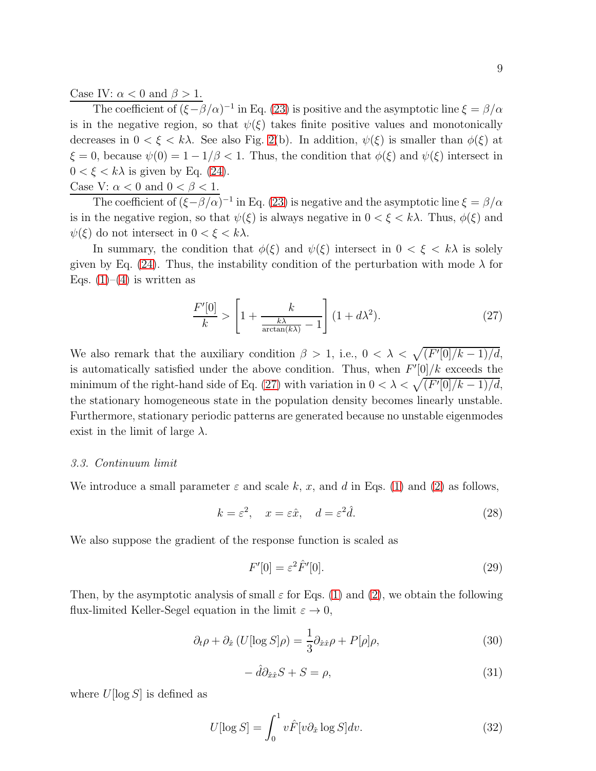<u>Case IV: $\alpha < 0$ and $\beta > 1$.</u>

The coefficient of $(\xi - \beta/\alpha)^{-1}$ in Eq. (23) is positive and the asymptotic line $\xi = \beta/\alpha$ is in the negative region, so that $\psi(\xi)$ takes finite positive values and monotonically decreases in $0 < \xi < k\lambda$. See also Fig. 2(b). In addition, $\psi(\xi)$ is smaller than $\phi(\xi)$ at $\xi = 0$, because $\psi(0) = 1 - 1/\beta < 1$. Thus, the condition that $\phi(\xi)$ and $\psi(\xi)$ intersect in $0 < \xi < k\lambda$ is given by Eq. (24).

<u>Case V: $\alpha < 0$ and $0 < \beta < 1$.</u>

The coefficient of $(\xi - \beta/\alpha)^{-1}$ in Eq. (23) is negative and the asymptotic line $\xi = \beta/\alpha$ is in the negative region, so that $\psi(\xi)$ is always negative in $0 < \xi < k\lambda$. Thus, $\phi(\xi)$ and $\psi(\xi)$ do not intersect in $0 < \xi < k\lambda$.

In summary, the condition that $\phi(\xi)$ and $\psi(\xi)$ intersect in $0 < \xi < k\lambda$ is solely given by Eq. (24). Thus, the instability condition of the perturbation with mode $\lambda$ for Eqs. (1)–(4) is written as

$$\frac{F'[0]}{k} > \left[1 + \frac{k}{\frac{k\lambda}{\arctan(k\lambda)} - 1}\right](1 + d\lambda^2). \tag{27}$$

We also remark that the auxiliary condition $\beta > 1$, i.e., $0 < \lambda < \sqrt{(F'[0]/k - 1)/d}$, is automatically satisfied under the above condition. Thus, when $F'[0]/k$ exceeds the minimum of the right-hand side of Eq. (27) with variation in $0 < \lambda < \sqrt{(F'[0]/k - 1)/d}$, the stationary homogeneous state in the population density becomes linearly unstable. Furthermore, stationary periodic patterns are generated because no unstable eigenmodes exist in the limit of large $\lambda$.

### *3.3. Continuum limit*

We introduce a small parameter $\varepsilon$ and scale $k$, $x$, and $d$ in Eqs. (1) and (2) as follows,

$$k = \varepsilon^2, \quad x = \varepsilon\hat{x}, \quad d = \varepsilon^2\hat{d}. \tag{28}$$

We also suppose the gradient of the response function is scaled as

$$F'[0] = \varepsilon^2\hat{F}'[0]. \tag{29}$$

Then, by the asymptotic analysis of small $\varepsilon$ for Eqs. (1) and (2), we obtain the following flux-limited Keller-Segel equation in the limit $\varepsilon \to 0$,

$$\partial_t\rho + \partial_{\hat{x}}\left(U[\log S]\rho\right) = \frac{1}{3}\partial_{\hat{x}\hat{x}}\rho + P[\rho]\rho, \tag{30}$$

$$-\hat{d}\partial_{\hat{x}\hat{x}}S + S = \rho, \tag{31}$$

where $U[\log S]$ is defined as

$$U[\log S] = \int_0^1 v\hat{F}[v\partial_{\hat{x}}\log S]dv. \tag{32}$$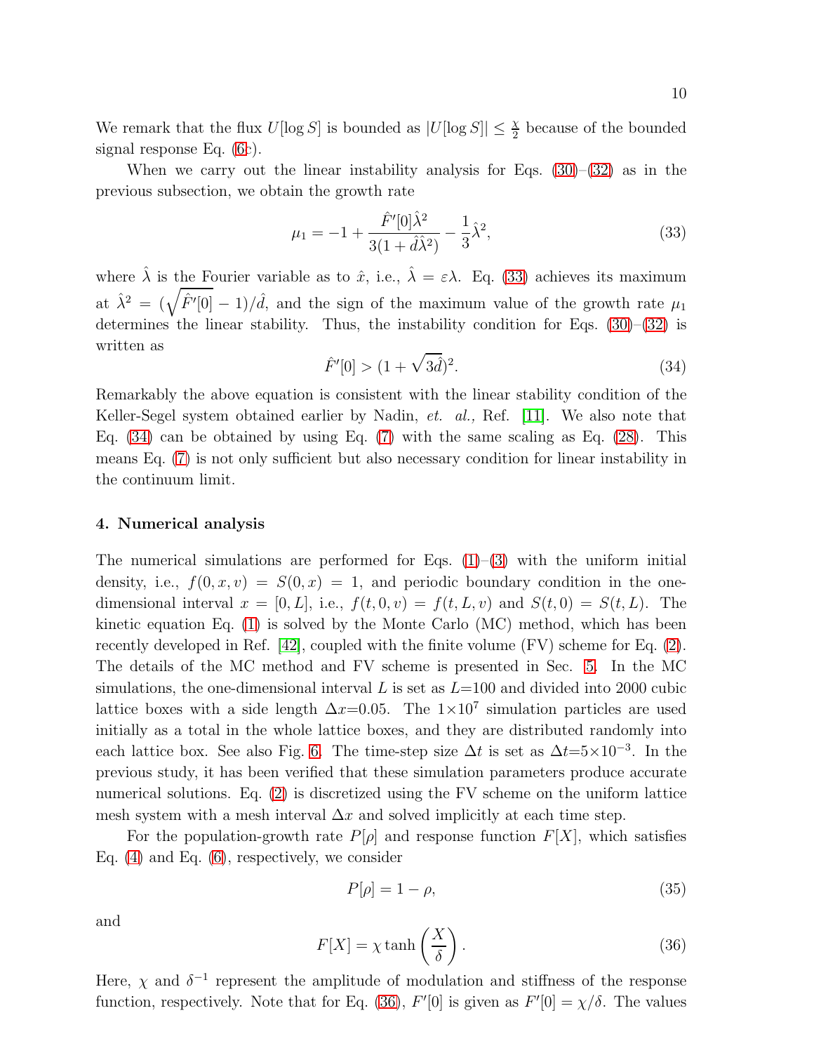We remark that the flux $U[\log S]$ is bounded as $|U[\log S]| \leq \frac{\chi}{2}$ because of the bounded signal response Eq. (6c).

When we carry out the linear instability analysis for Eqs. (30)–(32) as in the previous subsection, we obtain the growth rate

$$\mu_1 = -1 + \frac{\hat{F}'[0]\hat{\lambda}^2}{3(1+\hat{d}\hat{\lambda}^2)} - \frac{1}{3}\hat{\lambda}^2, \tag{33}$$

where $\hat{\lambda}$ is the Fourier variable as to $\hat{x}$, i.e., $\hat{\lambda} = \varepsilon\lambda$. Eq. (33) achieves its maximum at $\hat{\lambda}^2 = (\sqrt{\hat{F}'[0]} - 1)/\hat{d}$, and the sign of the maximum value of the growth rate $\mu_1$ determines the linear stability. Thus, the instability condition for Eqs. (30)–(32) is written as

$$\hat{F}'[0] > (1 + \sqrt{3\hat{d}})^2. \tag{34}$$

Remarkably the above equation is consistent with the linear stability condition of the Keller-Segel system obtained earlier by Nadin, *et. al.,* Ref. [11]. We also note that Eq. (34) can be obtained by using Eq. (7) with the same scaling as Eq. (28). This means Eq. (7) is not only sufficient but also necessary condition for linear instability in the continuum limit.

## 4. Numerical analysis

The numerical simulations are performed for Eqs. (1)–(3) with the uniform initial density, i.e., $f(0, x, v) = S(0, x) = 1$, and periodic boundary condition in the one-dimensional interval $x = [0, L]$, i.e., $f(t, 0, v) = f(t, L, v)$ and $S(t, 0) = S(t, L)$. The kinetic equation Eq. (1) is solved by the Monte Carlo (MC) method, which has been recently developed in Ref. [42], coupled with the finite volume (FV) scheme for Eq. (2). The details of the MC method and FV scheme is presented in Sec. 5. In the MC simulations, the one-dimensional interval $L$ is set as $L$=100 and divided into 2000 cubic lattice boxes with a side length $\Delta x$=0.05. The $1\times10^7$ simulation particles are used initially as a total in the whole lattice boxes, and they are distributed randomly into each lattice box. See also Fig. 6. The time-step size $\Delta t$ is set as $\Delta t$=$5\times10^{-3}$. In the previous study, it has been verified that these simulation parameters produce accurate numerical solutions. Eq. (2) is discretized using the FV scheme on the uniform lattice mesh system with a mesh interval $\Delta x$ and solved implicitly at each time step.

For the population-growth rate $P[\rho]$ and response function $F[X]$, which satisfies Eq. (4) and Eq. (6), respectively, we consider

$$P[\rho] = 1 - \rho, \tag{35}$$

and

$$F[X] = \chi \tanh\left(\frac{X}{\delta}\right). \tag{36}$$

Here, $\chi$ and $\delta^{-1}$ represent the amplitude of modulation and stiffness of the response function, respectively. Note that for Eq. (36), $F'[0]$ is given as $F'[0] = \chi/\delta$. The values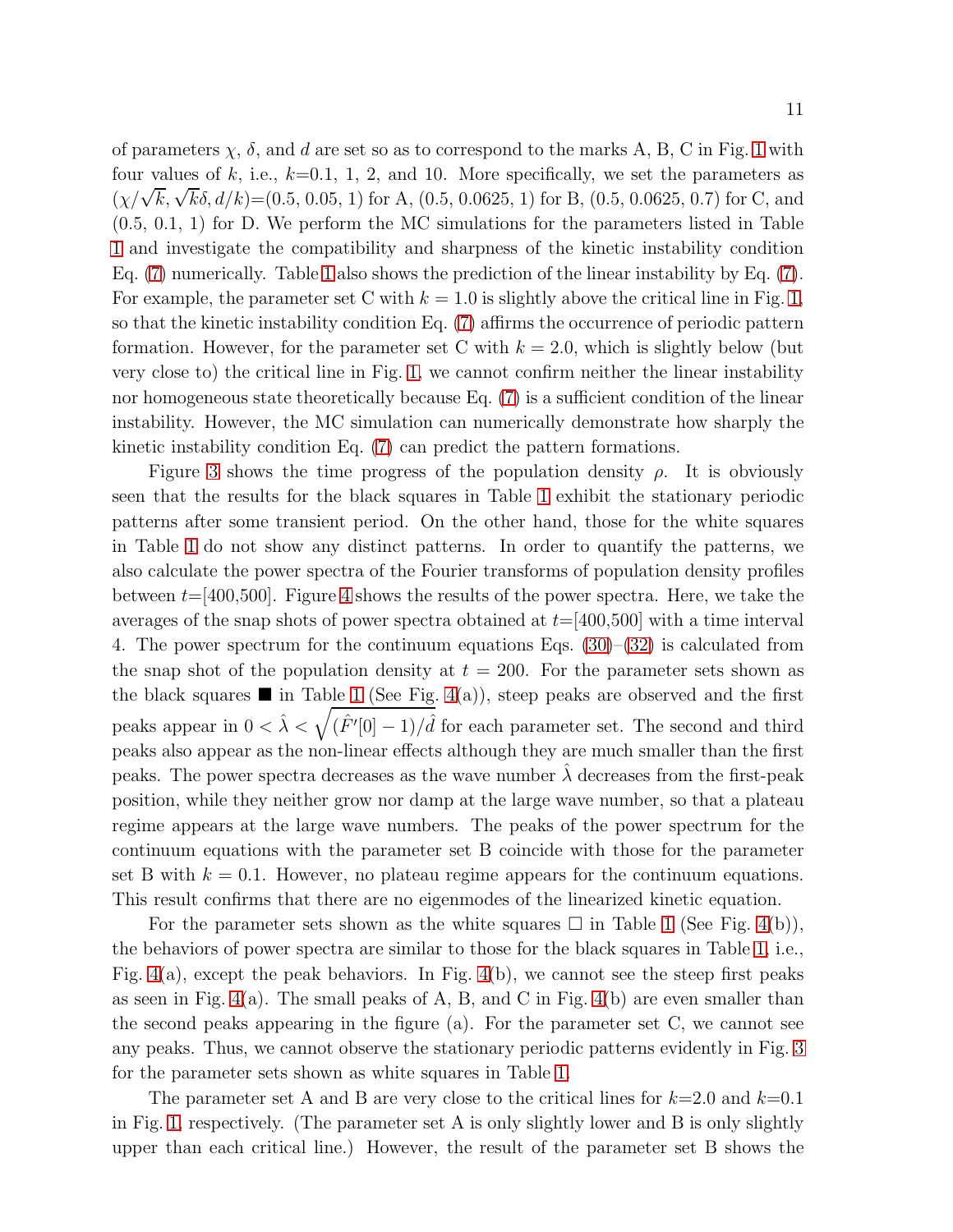of parameters $\chi$, $\delta$, and $d$ are set so as to correspond to the marks A, B, C in Fig. 1 with four values of $k$, i.e., $k$=0.1, 1, 2, and 10. More specifically, we set the parameters as $(\chi/\sqrt{k}, \sqrt{k}\delta, d/k)$=(0.5, 0.05, 1) for A, (0.5, 0.0625, 1) for B, (0.5, 0.0625, 0.7) for C, and (0.5, 0.1, 1) for D. We perform the MC simulations for the parameters listed in Table 1 and investigate the compatibility and sharpness of the kinetic instability condition Eq. (7) numerically. Table 1 also shows the prediction of the linear instability by Eq. (7). For example, the parameter set C with $k = 1.0$ is slightly above the critical line in Fig. 1, so that the kinetic instability condition Eq. (7) affirms the occurrence of periodic pattern formation. However, for the parameter set C with $k = 2.0$, which is slightly below (but very close to) the critical line in Fig. 1, we cannot confirm neither the linear instability nor homogeneous state theoretically because Eq. (7) is a sufficient condition of the linear instability. However, the MC simulation can numerically demonstrate how sharply the kinetic instability condition Eq. (7) can predict the pattern formations.

Figure 3 shows the time progress of the population density $\rho$. It is obviously seen that the results for the black squares in Table 1 exhibit the stationary periodic patterns after some transient period. On the other hand, those for the white squares in Table 1 do not show any distinct patterns. In order to quantify the patterns, we also calculate the power spectra of the Fourier transforms of population density profiles between $t$=[400,500]. Figure 4 shows the results of the power spectra. Here, we take the averages of the snap shots of power spectra obtained at $t$=[400,500] with a time interval 4. The power spectrum for the continuum equations Eqs. (30)–(32) is calculated from the snap shot of the population density at $t = 200$. For the parameter sets shown as the black squares ■ in Table 1 (See Fig. 4(a)), steep peaks are observed and the first peaks appear in $0 < \hat{\lambda} < \sqrt{(\hat{F}'[0]-1)/\hat{d}}$ for each parameter set. The second and third peaks also appear as the non-linear effects although they are much smaller than the first peaks. The power spectra decreases as the wave number $\hat{\lambda}$ decreases from the first-peak position, while they neither grow nor damp at the large wave number, so that a plateau regime appears at the large wave numbers. The peaks of the power spectrum for the continuum equations with the parameter set B coincide with those for the parameter set B with $k = 0.1$. However, no plateau regime appears for the continuum equations. This result confirms that there are no eigenmodes of the linearized kinetic equation.

For the parameter sets shown as the white squares □ in Table 1 (See Fig. 4(b)), the behaviors of power spectra are similar to those for the black squares in Table 1, i.e., Fig. 4(a), except the peak behaviors. In Fig. 4(b), we cannot see the steep first peaks as seen in Fig. 4(a). The small peaks of A, B, and C in Fig. 4(b) are even smaller than the second peaks appearing in the figure (a). For the parameter set C, we cannot see any peaks. Thus, we cannot observe the stationary periodic patterns evidently in Fig. 3 for the parameter sets shown as white squares in Table 1.

The parameter set A and B are very close to the critical lines for $k$=2.0 and $k$=0.1 in Fig. 1, respectively. (The parameter set A is only slightly lower and B is only slightly upper than each critical line.) However, the result of the parameter set B shows the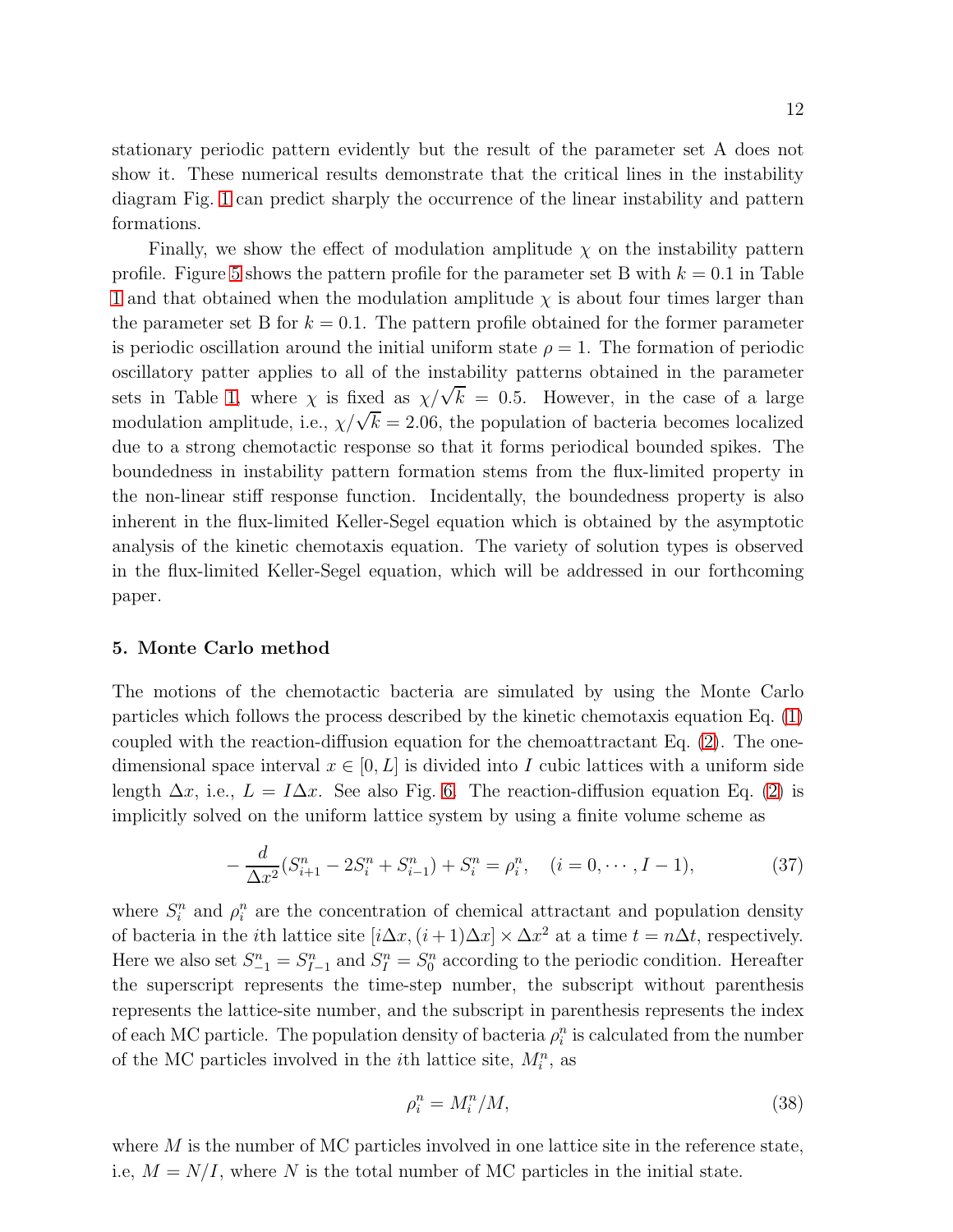stationary periodic pattern evidently but the result of the parameter set A does not show it. These numerical results demonstrate that the critical lines in the instability diagram Fig. 1 can predict sharply the occurrence of the linear instability and pattern formations.

Finally, we show the effect of modulation amplitude $\chi$ on the instability pattern profile. Figure 5 shows the pattern profile for the parameter set B with $k = 0.1$ in Table 1 and that obtained when the modulation amplitude $\chi$ is about four times larger than the parameter set B for $k = 0.1$. The pattern profile obtained for the former parameter is periodic oscillation around the initial uniform state $\rho = 1$. The formation of periodic oscillatory patter applies to all of the instability patterns obtained in the parameter sets in Table 1, where $\chi$ is fixed as $\chi/\sqrt{k} = 0.5$. However, in the case of a large modulation amplitude, i.e., $\chi/\sqrt{k} = 2.06$, the population of bacteria becomes localized due to a strong chemotactic response so that it forms periodical bounded spikes. The boundedness in instability pattern formation stems from the flux-limited property in the non-linear stiff response function. Incidentally, the boundedness property is also inherent in the flux-limited Keller-Segel equation which is obtained by the asymptotic analysis of the kinetic chemotaxis equation. The variety of solution types is observed in the flux-limited Keller-Segel equation, which will be addressed in our forthcoming paper.

### 5. Monte Carlo method

The motions of the chemotactic bacteria are simulated by using the Monte Carlo particles which follows the process described by the kinetic chemotaxis equation Eq. (1) coupled with the reaction-diffusion equation for the chemoattractant Eq. (2). The one-dimensional space interval $x \in [0, L]$ is divided into $I$ cubic lattices with a uniform side length $\Delta x$, i.e., $L = I\Delta x$. See also Fig. 6. The reaction-diffusion equation Eq. (2) is implicitly solved on the uniform lattice system by using a finite volume scheme as

$$-\frac{d}{\Delta x^2}(S^n_{i+1} - 2S^n_i + S^n_{i-1}) + S^n_i = \rho^n_i, \quad (i = 0, \cdots, I-1), \tag{37}$$

where $S^n_i$ and $\rho^n_i$ are the concentration of chemical attractant and population density of bacteria in the $i$th lattice site $[i\Delta x, (i+1)\Delta x] \times \Delta x^2$ at a time $t = n\Delta t$, respectively. Here we also set $S^n_{-1} = S^n_{I-1}$ and $S^n_I = S^n_0$ according to the periodic condition. Hereafter the superscript represents the time-step number, the subscript without parenthesis represents the lattice-site number, and the subscript in parenthesis represents the index of each MC particle. The population density of bacteria $\rho^n_i$ is calculated from the number of the MC particles involved in the $i$th lattice site, $M^n_i$, as

$$\rho^n_i = M^n_i / M, \tag{38}$$

where $M$ is the number of MC particles involved in one lattice site in the reference state, i.e, $M = N/I$, where $N$ is the total number of MC particles in the initial state.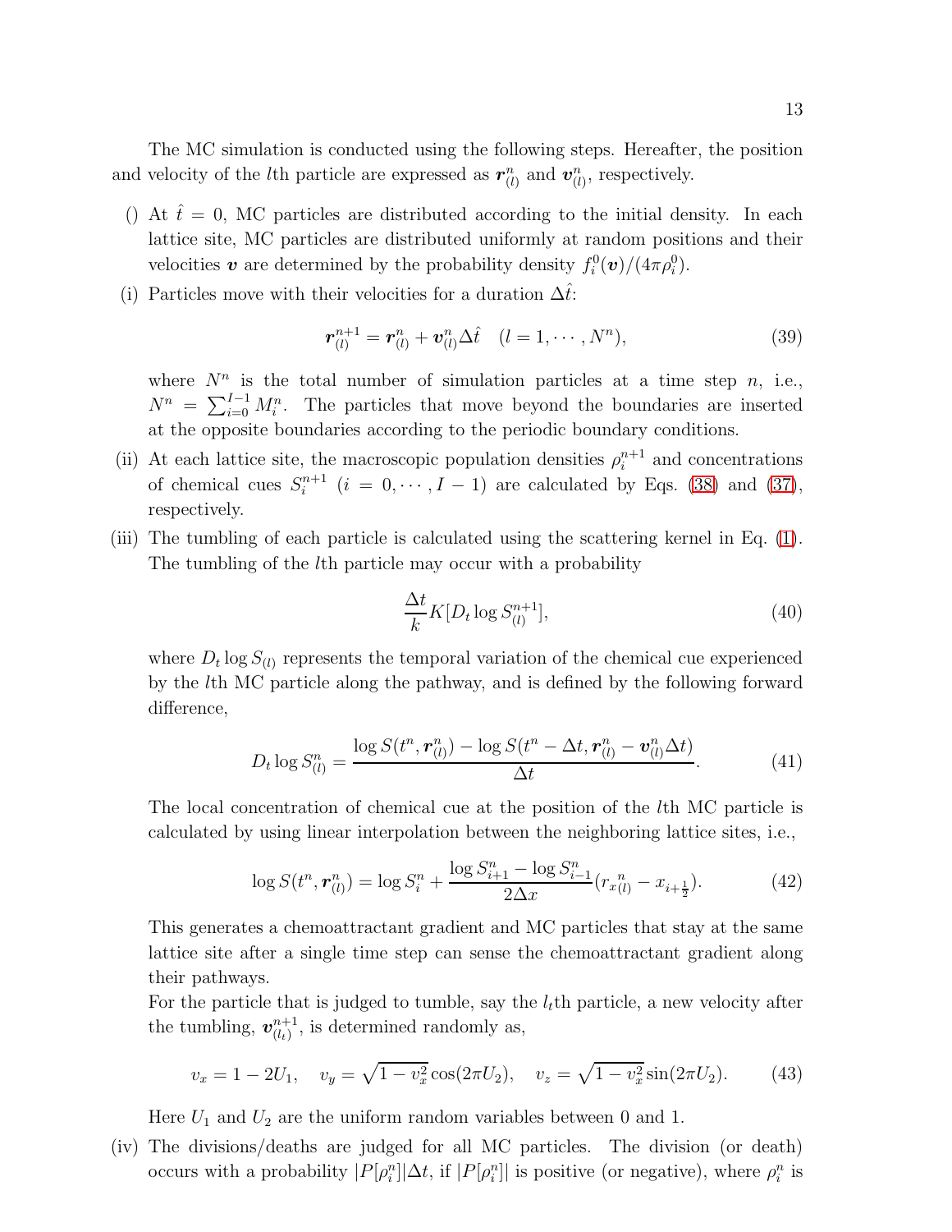The MC simulation is conducted using the following steps. Hereafter, the position and velocity of the $l$th particle are expressed as $\boldsymbol{r}^n_{(l)}$ and $\boldsymbol{v}^n_{(l)}$, respectively.

() At $\hat{t} = 0$, MC particles are distributed according to the initial density. In each lattice site, MC particles are distributed uniformly at random positions and their velocities $\boldsymbol{v}$ are determined by the probability density $f^0_i(\boldsymbol{v})/(4\pi\rho^0_i)$.

(i) Particles move with their velocities for a duration $\Delta\hat{t}$:

$$\boldsymbol{r}^{n+1}_{(l)} = \boldsymbol{r}^n_{(l)} + \boldsymbol{v}^n_{(l)}\Delta\hat{t} \quad (l = 1, \cdots, N^n), \tag{39}$$

where $N^n$ is the total number of simulation particles at a time step $n$, i.e., $N^n = \sum_{i=0}^{I-1} M^n_i$. The particles that move beyond the boundaries are inserted at the opposite boundaries according to the periodic boundary conditions.

(ii) At each lattice site, the macroscopic population densities $\rho^{n+1}_i$ and concentrations of chemical cues $S^{n+1}_i$ $(i = 0, \cdots, I-1)$ are calculated by Eqs. (38) and (37), respectively.

(iii) The tumbling of each particle is calculated using the scattering kernel in Eq. (1). The tumbling of the $l$th particle may occur with a probability

$$\frac{\Delta t}{k} K[D_t \log S^{n+1}_{(l)}], \tag{40}$$

where $D_t \log S_{(l)}$ represents the temporal variation of the chemical cue experienced by the $l$th MC particle along the pathway, and is defined by the following forward difference,

$$D_t \log S^n_{(l)} = \frac{\log S(t^n, \boldsymbol{r}^n_{(l)}) - \log S(t^n - \Delta t, \boldsymbol{r}^n_{(l)} - \boldsymbol{v}^n_{(l)}\Delta t)}{\Delta t}. \tag{41}$$

The local concentration of chemical cue at the position of the $l$th MC particle is calculated by using linear interpolation between the neighboring lattice sites, i.e.,

$$\log S(t^n, \boldsymbol{r}^n_{(l)}) = \log S^n_i + \frac{\log S^n_{i+1} - \log S^n_{i-1}}{2\Delta x}(r_{x}{}^n_{(l)} - x_{i+\frac{1}{2}}). \tag{42}$$

This generates a chemoattractant gradient and MC particles that stay at the same lattice site after a single time step can sense the chemoattractant gradient along their pathways.

For the particle that is judged to tumble, say the $l_t$th particle, a new velocity after the tumbling, $\boldsymbol{v}^{n+1}_{(l_t)}$, is determined randomly as,

$$v_x = 1 - 2U_1, \quad v_y = \sqrt{1 - v_x^2}\cos(2\pi U_2), \quad v_z = \sqrt{1 - v_x^2}\sin(2\pi U_2). \tag{43}$$

Here $U_1$ and $U_2$ are the uniform random variables between 0 and 1.

(iv) The divisions/deaths are judged for all MC particles. The division (or death) occurs with a probability $|P[\rho^n_i]|\Delta t$, if $|P[\rho^n_i]|$ is positive (or negative), where $\rho^n_i$ is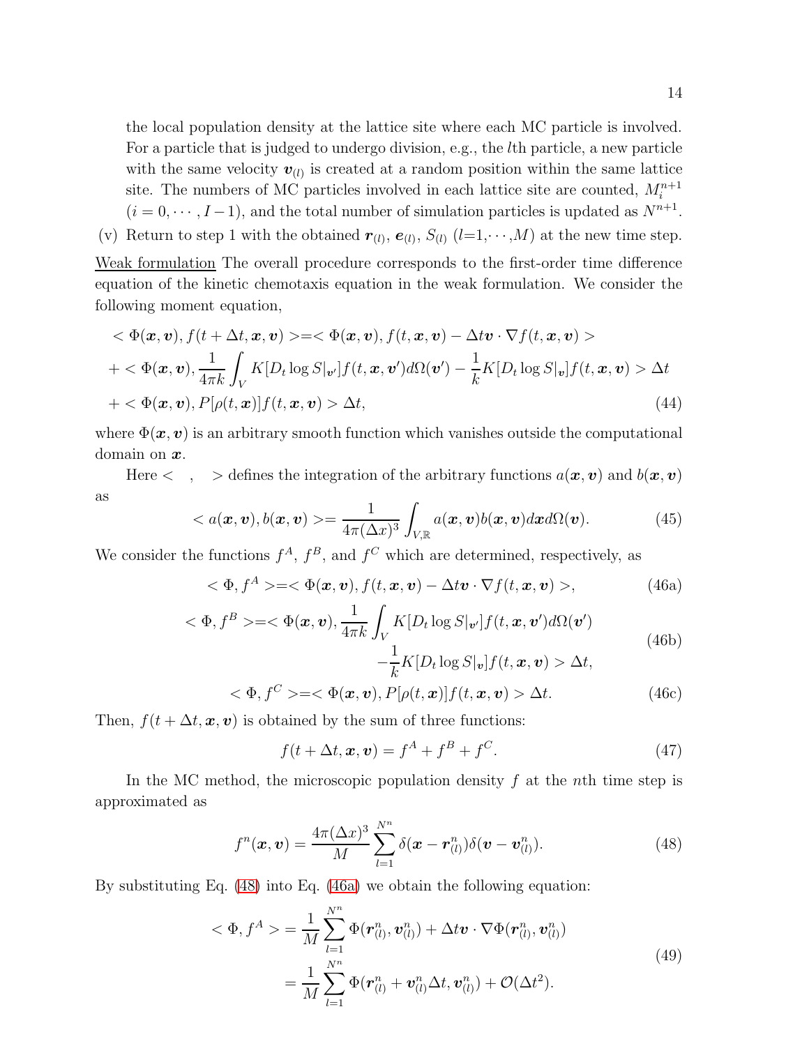the local population density at the lattice site where each MC particle is involved. For a particle that is judged to undergo division, e.g., the $l$th particle, a new particle with the same velocity $\boldsymbol{v}_{(l)}$ is created at a random position within the same lattice site. The numbers of MC particles involved in each lattice site are counted, $M_i^{n+1}$ $(i=0,\cdots,I-1)$, and the total number of simulation particles is updated as $N^{n+1}$.

(v) Return to step 1 with the obtained $\boldsymbol{r}_{(l)}$, $\boldsymbol{e}_{(l)}$, $S_{(l)}$ ($l$=1,$\cdots$,$M$) at the new time step.

Weak formulation The overall procedure corresponds to the first-order time difference equation of the kinetic chemotaxis equation in the weak formulation. We consider the following moment equation,

$$
\begin{aligned}
&< \Phi(\boldsymbol{x},\boldsymbol{v}), f(t+\Delta t,\boldsymbol{x},\boldsymbol{v}) >=< \Phi(\boldsymbol{x},\boldsymbol{v}), f(t,\boldsymbol{x},\boldsymbol{v}) - \Delta t \boldsymbol{v}\cdot\nabla f(t,\boldsymbol{x},\boldsymbol{v}) > \\
&+ < \Phi(\boldsymbol{x},\boldsymbol{v}), \frac{1}{4\pi k}\int_V K[D_t \log S|_{\boldsymbol{v}'}] f(t,\boldsymbol{x},\boldsymbol{v}')d\Omega(\boldsymbol{v}') - \frac{1}{k}K[D_t\log S|_{\boldsymbol{v}}]f(t,\boldsymbol{x},\boldsymbol{v}) > \Delta t \\
&+ < \Phi(\boldsymbol{x},\boldsymbol{v}), P[\rho(t,\boldsymbol{x})]f(t,\boldsymbol{x},\boldsymbol{v}) > \Delta t, \qquad (44)
\end{aligned}
$$

where $\Phi(\boldsymbol{x},\boldsymbol{v})$ is an arbitrary smooth function which vanishes outside the computational domain on $\boldsymbol{x}$.

Here $<\ ,\ >$ defines the integration of the arbitrary functions $a(\boldsymbol{x},\boldsymbol{v})$ and $b(\boldsymbol{x},\boldsymbol{v})$ as

$$
< a(\boldsymbol{x},\boldsymbol{v}), b(\boldsymbol{x},\boldsymbol{v}) >= \frac{1}{4\pi(\Delta x)^3}\int_{V,\mathbb{R}} a(\boldsymbol{x},\boldsymbol{v})b(\boldsymbol{x},\boldsymbol{v})d\boldsymbol{x}d\Omega(\boldsymbol{v}). \qquad (45)
$$

We consider the functions $f^A$, $f^B$, and $f^C$ which are determined, respectively, as

$$
< \Phi, f^A >=< \Phi(\boldsymbol{x},\boldsymbol{v}), f(t,\boldsymbol{x},\boldsymbol{v}) - \Delta t\boldsymbol{v}\cdot\nabla f(t,\boldsymbol{x},\boldsymbol{v}) >, \qquad (46a)
$$

$$
\begin{aligned}
< \Phi, f^B >=< \Phi(\boldsymbol{x},\boldsymbol{v}), &\frac{1}{4\pi k}\int_V K[D_t\log S|_{\boldsymbol{v}'}]f(t,\boldsymbol{x},\boldsymbol{v}')d\Omega(\boldsymbol{v}') \\
&-\frac{1}{k}K[D_t\log S|_{\boldsymbol{v}}]f(t,\boldsymbol{x},\boldsymbol{v}) > \Delta t,
\end{aligned} \qquad (46b)
$$

$$
< \Phi, f^C >=< \Phi(\boldsymbol{x},\boldsymbol{v}), P[\rho(t,\boldsymbol{x})]f(t,\boldsymbol{x},\boldsymbol{v}) > \Delta t. \qquad (46c)
$$

Then, $f(t+\Delta t,\boldsymbol{x},\boldsymbol{v})$ is obtained by the sum of three functions:

$$
f(t+\Delta t,\boldsymbol{x},\boldsymbol{v}) = f^A + f^B + f^C. \qquad (47)
$$

In the MC method, the microscopic population density $f$ at the $n$th time step is approximated as

$$
f^n(\boldsymbol{x},\boldsymbol{v}) = \frac{4\pi(\Delta x)^3}{M}\sum_{l=1}^{N^n}\delta(\boldsymbol{x}-\boldsymbol{r}_{(l)}^n)\delta(\boldsymbol{v}-\boldsymbol{v}_{(l)}^n). \qquad (48)
$$

By substituting Eq. (48) into Eq. (46a) we obtain the following equation:

$$
\begin{aligned}
< \Phi, f^A > &= \frac{1}{M}\sum_{l=1}^{N^n}\Phi(\boldsymbol{r}_{(l)}^n,\boldsymbol{v}_{(l)}^n) + \Delta t\boldsymbol{v}\cdot\nabla\Phi(\boldsymbol{r}_{(l)}^n,\boldsymbol{v}_{(l)}^n) \\
&= \frac{1}{M}\sum_{l=1}^{N^n}\Phi(\boldsymbol{r}_{(l)}^n+\boldsymbol{v}_{(l)}^n\Delta t,\boldsymbol{v}_{(l)}^n) + \mathcal{O}(\Delta t^2).
\end{aligned} \qquad (49)
$$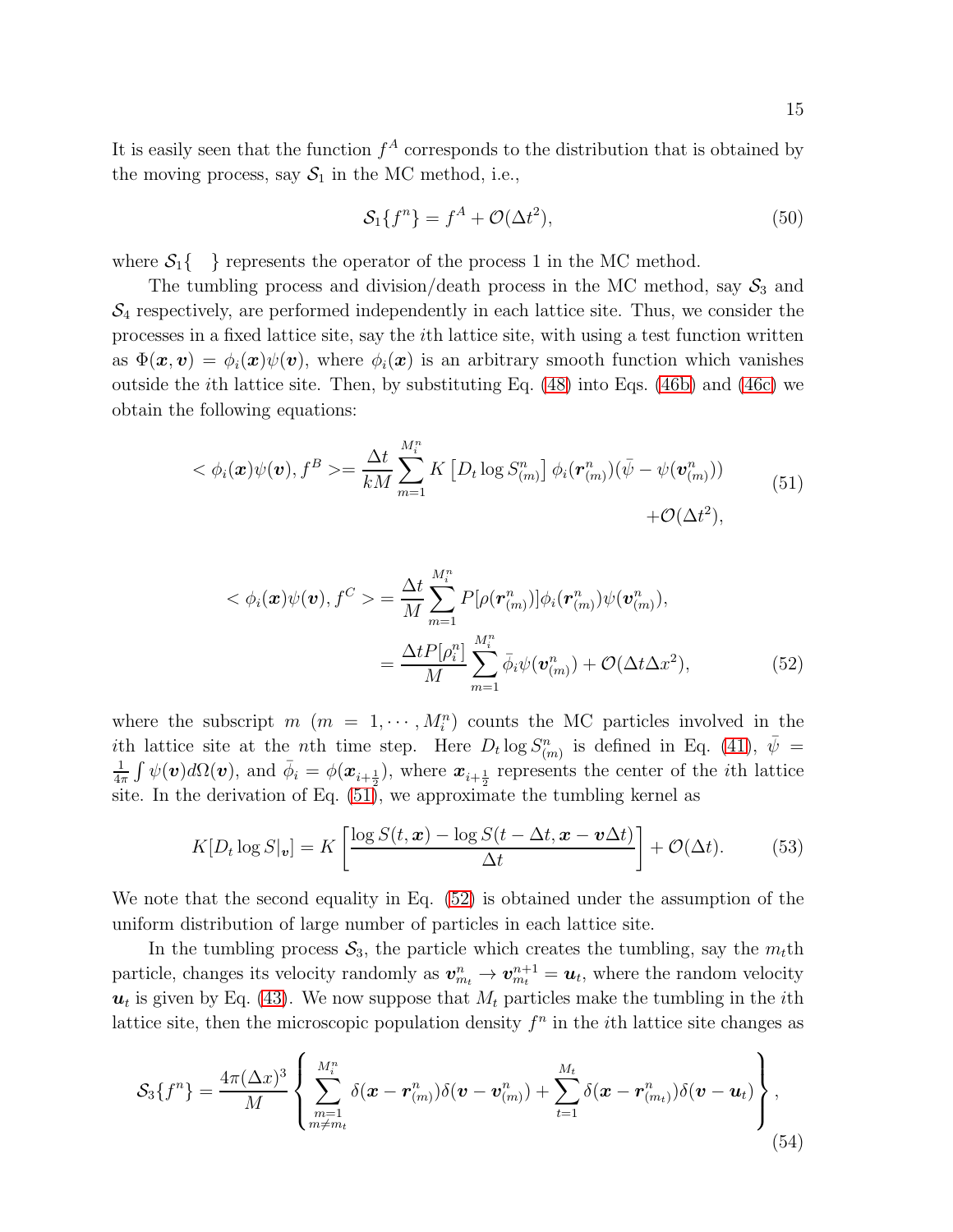It is easily seen that the function $f^A$ corresponds to the distribution that is obtained by the moving process, say $\mathcal{S}_1$ in the MC method, i.e.,

$$\mathcal{S}_1\{f^n\} = f^A + \mathcal{O}(\Delta t^2), \tag{50}$$

where $\mathcal{S}_1\{\quad\}$ represents the operator of the process 1 in the MC method.

The tumbling process and division/death process in the MC method, say $\mathcal{S}_3$ and $\mathcal{S}_4$ respectively, are performed independently in each lattice site. Thus, we consider the processes in a fixed lattice site, say the $i$th lattice site, with using a test function written as $\Phi(\boldsymbol{x}, \boldsymbol{v}) = \phi_i(\boldsymbol{x})\psi(\boldsymbol{v})$, where $\phi_i(\boldsymbol{x})$ is an arbitrary smooth function which vanishes outside the $i$th lattice site. Then, by substituting Eq. (48) into Eqs. (46b) and (46c) we obtain the following equations:

$$< \phi_i(\boldsymbol{x})\psi(\boldsymbol{v}), f^B >= \frac{\Delta t}{kM} \sum_{m=1}^{M_i^n} K\left[D_t \log S_{(m)}^n\right] \phi_i(\boldsymbol{r}_{(m)}^n)(\bar{\psi} - \psi(\boldsymbol{v}_{(m)}^n)) + \mathcal{O}(\Delta t^2), \tag{51}$$

$$\begin{aligned} < \phi_i(\boldsymbol{x})\psi(\boldsymbol{v}), f^C > &= \frac{\Delta t}{M} \sum_{m=1}^{M_i^n} P[\rho(\boldsymbol{r}_{(m)}^n)] \phi_i(\boldsymbol{r}_{(m)}^n)\psi(\boldsymbol{v}_{(m)}^n), \\ &= \frac{\Delta t P[\rho_i^n]}{M} \sum_{m=1}^{M_i^n} \bar{\phi}_i \psi(\boldsymbol{v}_{(m)}^n) + \mathcal{O}(\Delta t \Delta x^2), \end{aligned} \tag{52}$$

where the subscript $m$ ($m = 1, \cdots, M_i^n$) counts the MC particles involved in the $i$th lattice site at the $n$th time step. Here $D_t \log S_{(m)}^n$ is defined in Eq. (41), $\bar{\psi} = \frac{1}{4\pi}\int \psi(\boldsymbol{v}) d\Omega(\boldsymbol{v})$, and $\bar{\phi}_i = \phi(\boldsymbol{x}_{i+\frac{1}{2}})$, where $\boldsymbol{x}_{i+\frac{1}{2}}$ represents the center of the $i$th lattice site. In the derivation of Eq. (51), we approximate the tumbling kernel as

$$K[D_t \log S|_{\boldsymbol{v}}] = K\left[\frac{\log S(t, \boldsymbol{x}) - \log S(t - \Delta t, \boldsymbol{x} - \boldsymbol{v}\Delta t)}{\Delta t}\right] + \mathcal{O}(\Delta t). \tag{53}$$

We note that the second equality in Eq. (52) is obtained under the assumption of the uniform distribution of large number of particles in each lattice site.

In the tumbling process $\mathcal{S}_3$, the particle which creates the tumbling, say the $m_t$th particle, changes its velocity randomly as $\boldsymbol{v}_{m_t}^n \to \boldsymbol{v}_{m_t}^{n+1} = \boldsymbol{u}_t$, where the random velocity $\boldsymbol{u}_t$ is given by Eq. (43). We now suppose that $M_t$ particles make the tumbling in the $i$th lattice site, then the microscopic population density $f^n$ in the $i$th lattice site changes as

$$\mathcal{S}_3\{f^n\} = \frac{4\pi(\Delta x)^3}{M} \left\{ \sum_{\substack{m=1 \\ m \neq m_t}}^{M_i^n} \delta(\boldsymbol{x} - \boldsymbol{r}_{(m)}^n)\delta(\boldsymbol{v} - \boldsymbol{v}_{(m)}^n) + \sum_{t=1}^{M_t} \delta(\boldsymbol{x} - \boldsymbol{r}_{(m_t)}^n)\delta(\boldsymbol{v} - \boldsymbol{u}_t) \right\}, \tag{54}$$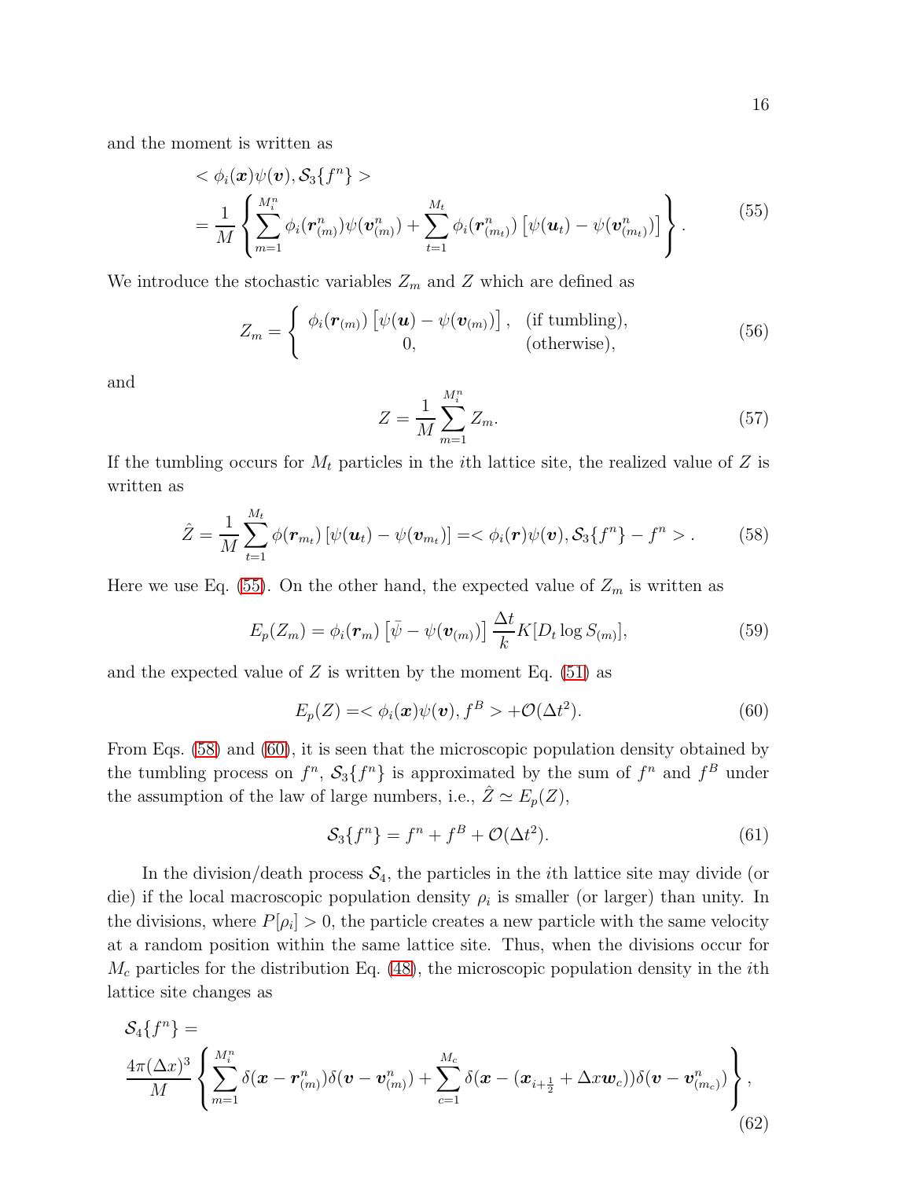and the moment is written as

$$
\begin{aligned}
&< \phi_i(\boldsymbol{x})\psi(\boldsymbol{v}), \mathcal{S}_3\{f^n\} > \\
&= \frac{1}{M}\left\{ \sum_{m=1}^{M_i^n} \phi_i(\boldsymbol{r}_{(m)}^n)\psi(\boldsymbol{v}_{(m)}^n) + \sum_{t=1}^{M_t} \phi_i(\boldsymbol{r}_{(m_t)}^n)\left[\psi(\boldsymbol{u}_t) - \psi(\boldsymbol{v}_{(m_t)}^n)\right] \right\}.
\end{aligned}
\tag{55}
$$

We introduce the stochastic variables $Z_m$ and $Z$ which are defined as

$$
Z_m = \left\{ \begin{array}{cl} \phi_i(\boldsymbol{r}_{(m)})\left[\psi(\boldsymbol{u}) - \psi(\boldsymbol{v}_{(m)})\right], & \text{(if tumbling)}, \\ 0, & \text{(otherwise)}, \end{array} \right.
\tag{56}
$$

and

$$
Z = \frac{1}{M}\sum_{m=1}^{M_i^n} Z_m.
\tag{57}
$$

If the tumbling occurs for $M_t$ particles in the $i$th lattice site, the realized value of $Z$ is written as

$$
\hat{Z} = \frac{1}{M}\sum_{t=1}^{M_t} \phi(\boldsymbol{r}_{m_t})\left[\psi(\boldsymbol{u}_t) - \psi(\boldsymbol{v}_{m_t})\right] = < \phi_i(\boldsymbol{r})\psi(\boldsymbol{v}), \mathcal{S}_3\{f^n\} - f^n > .
\tag{58}
$$

Here we use Eq. (55). On the other hand, the expected value of $Z_m$ is written as

$$
E_p(Z_m) = \phi_i(\boldsymbol{r}_m)\left[\bar{\psi} - \psi(\boldsymbol{v}_{(m)})\right]\frac{\Delta t}{k}K[D_t \log S_{(m)}],
\tag{59}
$$

and the expected value of $Z$ is written by the moment Eq. (51) as

$$
E_p(Z) = < \phi_i(\boldsymbol{x})\psi(\boldsymbol{v}), f^B > + \mathcal{O}(\Delta t^2).
\tag{60}
$$

From Eqs. (58) and (60), it is seen that the microscopic population density obtained by the tumbling process on $f^n$, $\mathcal{S}_3\{f^n\}$ is approximated by the sum of $f^n$ and $f^B$ under the assumption of the law of large numbers, i.e., $\hat{Z} \simeq E_p(Z)$,

$$
\mathcal{S}_3\{f^n\} = f^n + f^B + \mathcal{O}(\Delta t^2).
\tag{61}
$$

In the division/death process $\mathcal{S}_4$, the particles in the $i$th lattice site may divide (or die) if the local macroscopic population density $\rho_i$ is smaller (or larger) than unity. In the divisions, where $P[\rho_i] > 0$, the particle creates a new particle with the same velocity at a random position within the same lattice site. Thus, when the divisions occur for $M_c$ particles for the distribution Eq. (48), the microscopic population density in the $i$th lattice site changes as

$$
\begin{aligned}
&\mathcal{S}_4\{f^n\} = \\
&\frac{4\pi(\Delta x)^3}{M}\left\{ \sum_{m=1}^{M_i^n} \delta(\boldsymbol{x} - \boldsymbol{r}_{(m)}^n)\delta(\boldsymbol{v} - \boldsymbol{v}_{(m)}^n) + \sum_{c=1}^{M_c} \delta(\boldsymbol{x} - (\boldsymbol{x}_{i+\frac{1}{2}} + \Delta x \boldsymbol{w}_c))\delta(\boldsymbol{v} - \boldsymbol{v}_{(m_c)}^n) \right\},
\end{aligned}
\tag{62}
$$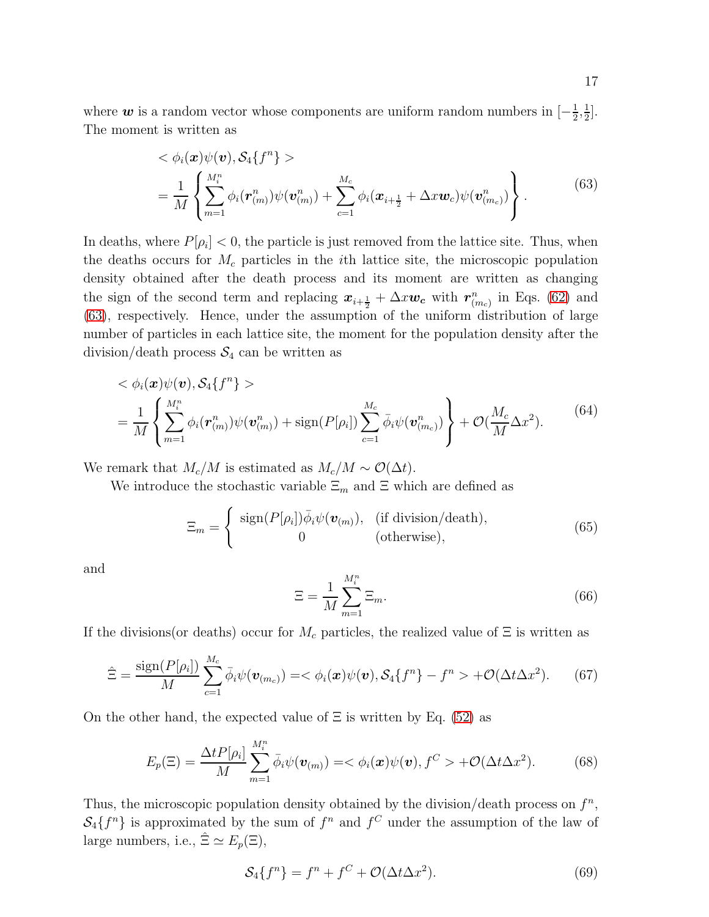where $\boldsymbol{w}$ is a random vector whose components are uniform random numbers in $[-\frac{1}{2},\frac{1}{2}]$. The moment is written as

$$
\begin{aligned}
&< \phi_i(\boldsymbol{x})\psi(\boldsymbol{v}), \mathcal{S}_4\{f^n\} > \\
&= \frac{1}{M}\left\{\sum_{m=1}^{M_i^n} \phi_i(\boldsymbol{r}_{(m)}^n)\psi(\boldsymbol{v}_{(m)}^n) + \sum_{c=1}^{M_c} \phi_i(\boldsymbol{x}_{i+\frac{1}{2}} + \Delta x \boldsymbol{w}_c)\psi(\boldsymbol{v}_{(m_c)}^n)\right\}.
\end{aligned} \tag{63}
$$

In deaths, where $P[\rho_i] < 0$, the particle is just removed from the lattice site. Thus, when the deaths occurs for $M_c$ particles in the $i$th lattice site, the microscopic population density obtained after the death process and its moment are written as changing the sign of the second term and replacing $\boldsymbol{x}_{i+\frac{1}{2}} + \Delta x \boldsymbol{w}_{\boldsymbol{c}}$ with $\boldsymbol{r}_{(m_c)}^n$ in Eqs. (62) and (63), respectively. Hence, under the assumption of the uniform distribution of large number of particles in each lattice site, the moment for the population density after the division/death process $\mathcal{S}_4$ can be written as

$$
\begin{aligned}
&< \phi_i(\boldsymbol{x})\psi(\boldsymbol{v}), \mathcal{S}_4\{f^n\} > \\
&= \frac{1}{M}\left\{\sum_{m=1}^{M_i^n} \phi_i(\boldsymbol{r}_{(m)}^n)\psi(\boldsymbol{v}_{(m)}^n) + \mathrm{sign}(P[\rho_i])\sum_{c=1}^{M_c} \bar{\phi}_i\psi(\boldsymbol{v}_{(m_c)}^n)\right\} + \mathcal{O}(\frac{M_c}{M}\Delta x^2).
\end{aligned} \tag{64}
$$

We remark that $M_c/M$ is estimated as $M_c/M \sim \mathcal{O}(\Delta t)$.

We introduce the stochastic variable $\Xi_m$ and $\Xi$ which are defined as

$$
\Xi_m = \begin{cases} \mathrm{sign}(P[\rho_i])\bar{\phi}_i\psi(\boldsymbol{v}_{(m)}), & \text{(if division/death)}, \\ 0 & \text{(otherwise)}, \end{cases} \tag{65}
$$

and

$$
\Xi = \frac{1}{M}\sum_{m=1}^{M_i^n} \Xi_m. \tag{66}
$$

If the divisions(or deaths) occur for $M_c$ particles, the realized value of $\Xi$ is written as

$$
\hat{\Xi} = \frac{\mathrm{sign}(P[\rho_i])}{M}\sum_{c=1}^{M_c} \bar{\phi}_i\psi(\boldsymbol{v}_{(m_c)}) = < \phi_i(\boldsymbol{x})\psi(\boldsymbol{v}), \mathcal{S}_4\{f^n\} - f^n > + \mathcal{O}(\Delta t \Delta x^2). \tag{67}
$$

On the other hand, the expected value of $\Xi$ is written by Eq. (52) as

$$
E_p(\Xi) = \frac{\Delta t P[\rho_i]}{M}\sum_{m=1}^{M_i^n} \bar{\phi}_i\psi(\boldsymbol{v}_{(m)}) = < \phi_i(\boldsymbol{x})\psi(\boldsymbol{v}), f^C > + \mathcal{O}(\Delta t \Delta x^2). \tag{68}
$$

Thus, the microscopic population density obtained by the division/death process on $f^n$, $\mathcal{S}_4\{f^n\}$ is approximated by the sum of $f^n$ and $f^C$ under the assumption of the law of large numbers, i.e., $\hat{\Xi} \simeq E_p(\Xi)$,

$$
\mathcal{S}_4\{f^n\} = f^n + f^C + \mathcal{O}(\Delta t \Delta x^2). \tag{69}
$$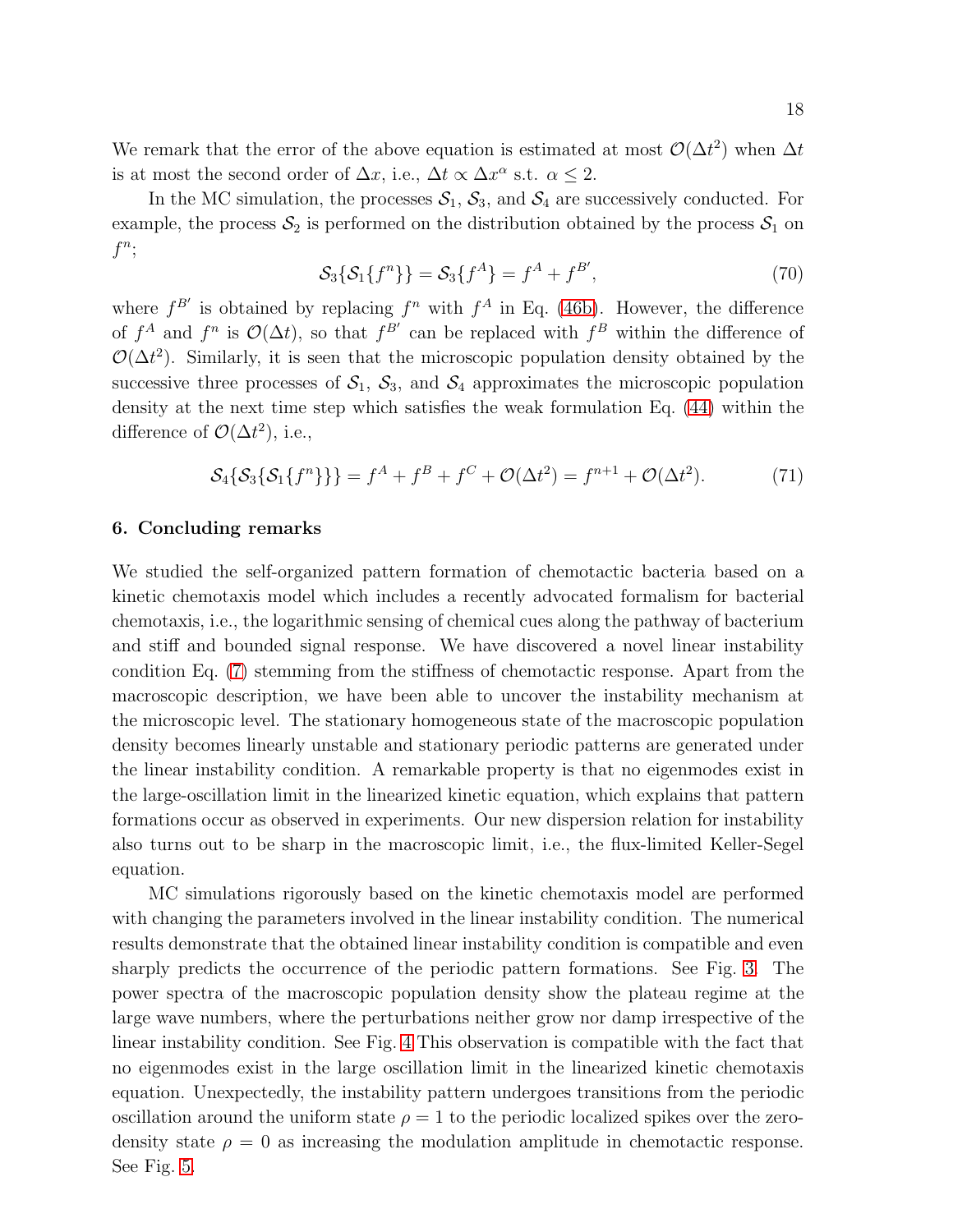We remark that the error of the above equation is estimated at most $\mathcal{O}(\Delta t^2)$ when $\Delta t$ is at most the second order of $\Delta x$, i.e., $\Delta t \propto \Delta x^\alpha$ s.t. $\alpha \leq 2$.

In the MC simulation, the processes $\mathcal{S}_1$, $\mathcal{S}_3$, and $\mathcal{S}_4$ are successively conducted. For example, the process $\mathcal{S}_2$ is performed on the distribution obtained by the process $\mathcal{S}_1$ on $f^n$;

$$\mathcal{S}_3\{\mathcal{S}_1\{f^n\}\} = \mathcal{S}_3\{f^A\} = f^A + f^{B'}, \tag{70}$$

where $f^{B'}$ is obtained by replacing $f^n$ with $f^A$ in Eq. (46b). However, the difference of $f^A$ and $f^n$ is $\mathcal{O}(\Delta t)$, so that $f^{B'}$ can be replaced with $f^B$ within the difference of $\mathcal{O}(\Delta t^2)$. Similarly, it is seen that the microscopic population density obtained by the successive three processes of $\mathcal{S}_1$, $\mathcal{S}_3$, and $\mathcal{S}_4$ approximates the microscopic population density at the next time step which satisfies the weak formulation Eq. (44) within the difference of $\mathcal{O}(\Delta t^2)$, i.e.,

$$\mathcal{S}_4\{\mathcal{S}_3\{\mathcal{S}_1\{f^n\}\}\} = f^A + f^B + f^C + \mathcal{O}(\Delta t^2) = f^{n+1} + \mathcal{O}(\Delta t^2). \tag{71}$$

## 6. Concluding remarks

We studied the self-organized pattern formation of chemotactic bacteria based on a kinetic chemotaxis model which includes a recently advocated formalism for bacterial chemotaxis, i.e., the logarithmic sensing of chemical cues along the pathway of bacterium and stiff and bounded signal response. We have discovered a novel linear instability condition Eq. (7) stemming from the stiffness of chemotactic response. Apart from the macroscopic description, we have been able to uncover the instability mechanism at the microscopic level. The stationary homogeneous state of the macroscopic population density becomes linearly unstable and stationary periodic patterns are generated under the linear instability condition. A remarkable property is that no eigenmodes exist in the large-oscillation limit in the linearized kinetic equation, which explains that pattern formations occur as observed in experiments. Our new dispersion relation for instability also turns out to be sharp in the macroscopic limit, i.e., the flux-limited Keller-Segel equation.

MC simulations rigorously based on the kinetic chemotaxis model are performed with changing the parameters involved in the linear instability condition. The numerical results demonstrate that the obtained linear instability condition is compatible and even sharply predicts the occurrence of the periodic pattern formations. See Fig. 3. The power spectra of the macroscopic population density show the plateau regime at the large wave numbers, where the perturbations neither grow nor damp irrespective of the linear instability condition. See Fig. 4 This observation is compatible with the fact that no eigenmodes exist in the large oscillation limit in the linearized kinetic chemotaxis equation. Unexpectedly, the instability pattern undergoes transitions from the periodic oscillation around the uniform state $\rho = 1$ to the periodic localized spikes over the zero-density state $\rho = 0$ as increasing the modulation amplitude in chemotactic response. See Fig. 5.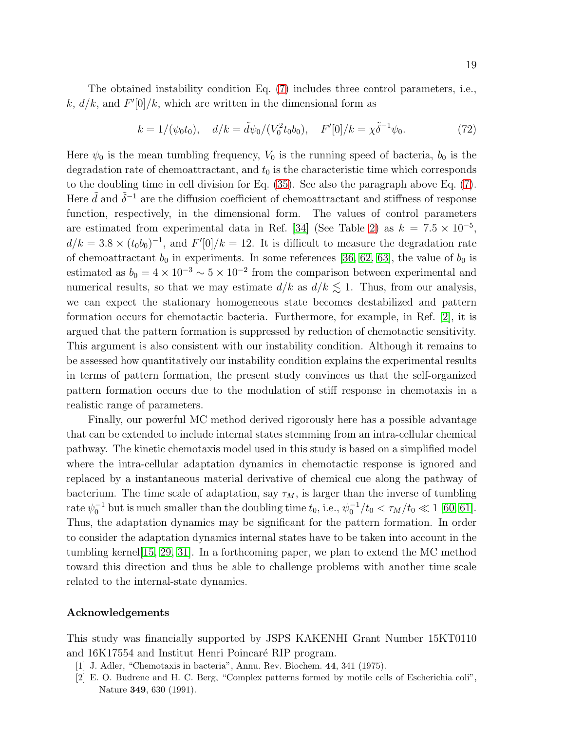The obtained instability condition Eq. (7) includes three control parameters, i.e., $k$, $d/k$, and $F'[0]/k$, which are written in the dimensional form as

$$k = 1/(\psi_0 t_0), \quad d/k = \tilde{d}\psi_0/(V_0^2 t_0 b_0), \quad F'[0]/k = \chi\tilde{\delta}^{-1}\psi_0. \tag{72}$$

Here $\psi_0$ is the mean tumbling frequency, $V_0$ is the running speed of bacteria, $b_0$ is the degradation rate of chemoattractant, and $t_0$ is the characteristic time which corresponds to the doubling time in cell division for Eq. (35). See also the paragraph above Eq. (7). Here $\tilde{d}$ and $\tilde{\delta}^{-1}$ are the diffusion coefficient of chemoattractant and stiffness of response function, respectively, in the dimensional form. The values of control parameters are estimated from experimental data in Ref. [34] (See Table 2) as $k = 7.5 \times 10^{-5}$, $d/k = 3.8 \times (t_0 b_0)^{-1}$, and $F'[0]/k = 12$. It is difficult to measure the degradation rate of chemoattractant $b_0$ in experiments. In some references [36, 62, 63], the value of $b_0$ is estimated as $b_0 = 4 \times 10^{-3} \sim 5 \times 10^{-2}$ from the comparison between experimental and numerical results, so that we may estimate $d/k$ as $d/k \lesssim 1$. Thus, from our analysis, we can expect the stationary homogeneous state becomes destabilized and pattern formation occurs for chemotactic bacteria. Furthermore, for example, in Ref. [2], it is argued that the pattern formation is suppressed by reduction of chemotactic sensitivity. This argument is also consistent with our instability condition. Although it remains to be assessed how quantitatively our instability condition explains the experimental results in terms of pattern formation, the present study convinces us that the self-organized pattern formation occurs due to the modulation of stiff response in chemotaxis in a realistic range of parameters.

Finally, our powerful MC method derived rigorously here has a possible advantage that can be extended to include internal states stemming from an intra-cellular chemical pathway. The kinetic chemotaxis model used in this study is based on a simplified model where the intra-cellular adaptation dynamics in chemotactic response is ignored and replaced by a instantaneous material derivative of chemical cue along the pathway of bacterium. The time scale of adaptation, say $\tau_M$, is larger than the inverse of tumbling rate $\psi_0^{-1}$ but is much smaller than the doubling time $t_0$, i.e., $\psi_0^{-1}/t_0 < \tau_M/t_0 \ll 1$ [60, 61]. Thus, the adaptation dynamics may be significant for the pattern formation. In order to consider the adaptation dynamics internal states have to be taken into account in the tumbling kernel[15, 29, 31]. In a forthcoming paper, we plan to extend the MC method toward this direction and thus be able to challenge problems with another time scale related to the internal-state dynamics.

## Acknowledgements

This study was financially supported by JSPS KAKENHI Grant Number 15KT0110 and 16K17554 and Institut Henri Poincaré RIP program.

[1] J. Adler, "Chemotaxis in bacteria", Annu. Rev. Biochem. **44**, 341 (1975).

[2] E. O. Budrene and H. C. Berg, "Complex patterns formed by motile cells of Escherichia coli", Nature **349**, 630 (1991).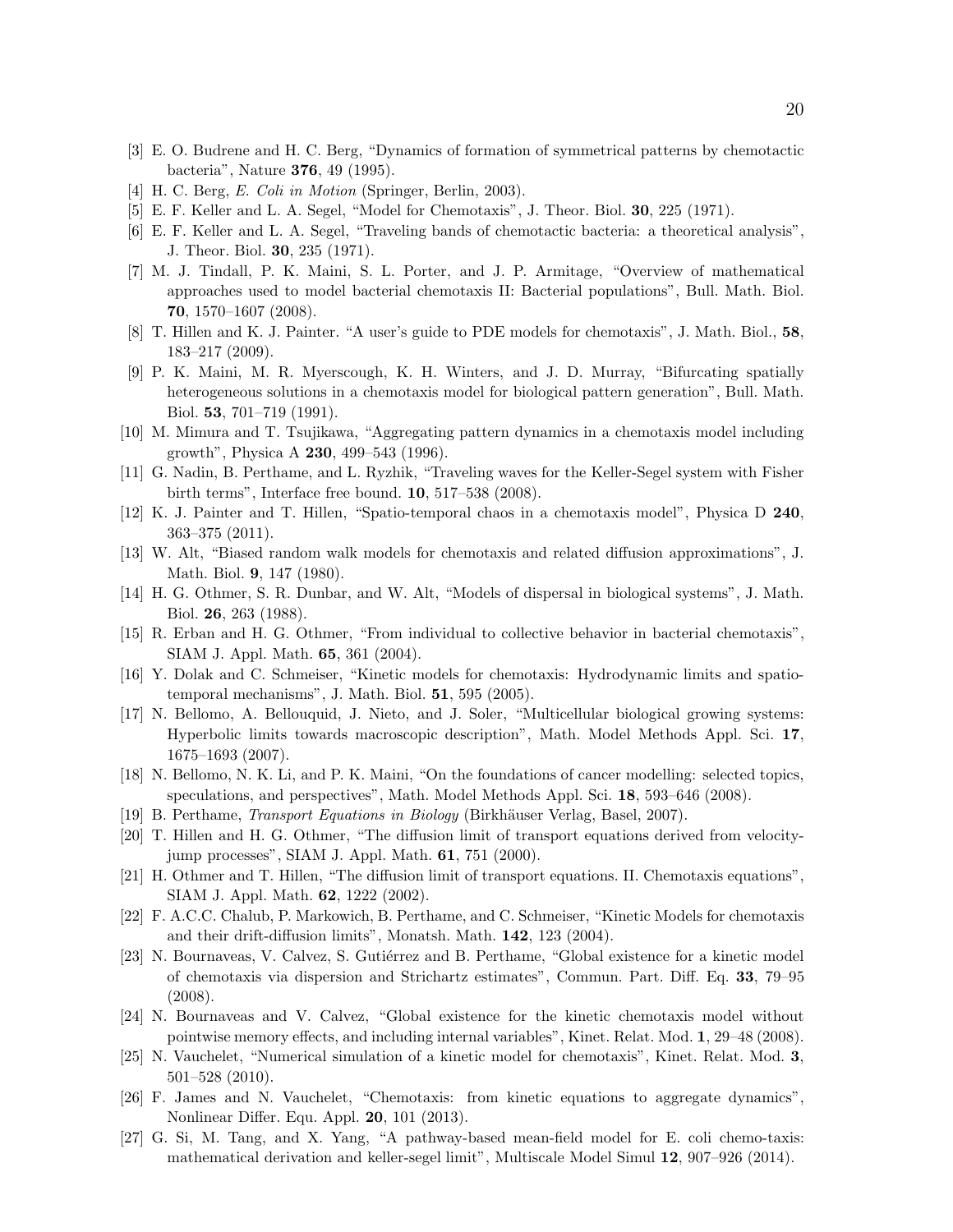[3] E. O. Budrene and H. C. Berg, "Dynamics of formation of symmetrical patterns by chemotactic bacteria", Nature **376**, 49 (1995).

[4] H. C. Berg, *E. Coli in Motion* (Springer, Berlin, 2003).

[5] E. F. Keller and L. A. Segel, "Model for Chemotaxis", J. Theor. Biol. **30**, 225 (1971).

[6] E. F. Keller and L. A. Segel, "Traveling bands of chemotactic bacteria: a theoretical analysis", J. Theor. Biol. **30**, 235 (1971).

[7] M. J. Tindall, P. K. Maini, S. L. Porter, and J. P. Armitage, "Overview of mathematical approaches used to model bacterial chemotaxis II: Bacterial populations", Bull. Math. Biol. **70**, 1570–1607 (2008).

[8] T. Hillen and K. J. Painter. "A user's guide to PDE models for chemotaxis", J. Math. Biol., **58**, 183–217 (2009).

[9] P. K. Maini, M. R. Myerscough, K. H. Winters, and J. D. Murray, "Bifurcating spatially heterogeneous solutions in a chemotaxis model for biological pattern generation", Bull. Math. Biol. **53**, 701–719 (1991).

[10] M. Mimura and T. Tsujikawa, "Aggregating pattern dynamics in a chemotaxis model including growth", Physica A **230**, 499–543 (1996).

[11] G. Nadin, B. Perthame, and L. Ryzhik, "Traveling waves for the Keller-Segel system with Fisher birth terms", Interface free bound. **10**, 517–538 (2008).

[12] K. J. Painter and T. Hillen, "Spatio-temporal chaos in a chemotaxis model", Physica D **240**, 363–375 (2011).

[13] W. Alt, "Biased random walk models for chemotaxis and related diffusion approximations", J. Math. Biol. **9**, 147 (1980).

[14] H. G. Othmer, S. R. Dunbar, and W. Alt, "Models of dispersal in biological systems", J. Math. Biol. **26**, 263 (1988).

[15] R. Erban and H. G. Othmer, "From individual to collective behavior in bacterial chemotaxis", SIAM J. Appl. Math. **65**, 361 (2004).

[16] Y. Dolak and C. Schmeiser, "Kinetic models for chemotaxis: Hydrodynamic limits and spatio-temporal mechanisms", J. Math. Biol. **51**, 595 (2005).

[17] N. Bellomo, A. Bellouquid, J. Nieto, and J. Soler, "Multicellular biological growing systems: Hyperbolic limits towards macroscopic description", Math. Model Methods Appl. Sci. **17**, 1675–1693 (2007).

[18] N. Bellomo, N. K. Li, and P. K. Maini, "On the foundations of cancer modelling: selected topics, speculations, and perspectives", Math. Model Methods Appl. Sci. **18**, 593–646 (2008).

[19] B. Perthame, *Transport Equations in Biology* (Birkhäuser Verlag, Basel, 2007).

[20] T. Hillen and H. G. Othmer, "The diffusion limit of transport equations derived from velocity-jump processes", SIAM J. Appl. Math. **61**, 751 (2000).

[21] H. Othmer and T. Hillen, "The diffusion limit of transport equations. II. Chemotaxis equations", SIAM J. Appl. Math. **62**, 1222 (2002).

[22] F. A.C.C. Chalub, P. Markowich, B. Perthame, and C. Schmeiser, "Kinetic Models for chemotaxis and their drift-diffusion limits", Monatsh. Math. **142**, 123 (2004).

[23] N. Bournaveas, V. Calvez, S. Gutiérrez and B. Perthame, "Global existence for a kinetic model of chemotaxis via dispersion and Strichartz estimates", Commun. Part. Diff. Eq. **33**, 79–95 (2008).

[24] N. Bournaveas and V. Calvez, "Global existence for the kinetic chemotaxis model without pointwise memory effects, and including internal variables", Kinet. Relat. Mod. **1**, 29–48 (2008).

[25] N. Vauchelet, "Numerical simulation of a kinetic model for chemotaxis", Kinet. Relat. Mod. **3**, 501–528 (2010).

[26] F. James and N. Vauchelet, "Chemotaxis: from kinetic equations to aggregate dynamics", Nonlinear Differ. Equ. Appl. **20**, 101 (2013).

[27] G. Si, M. Tang, and X. Yang, "A pathway-based mean-field model for E. coli chemo-taxis: mathematical derivation and keller-segel limit", Multiscale Model Simul **12**, 907–926 (2014).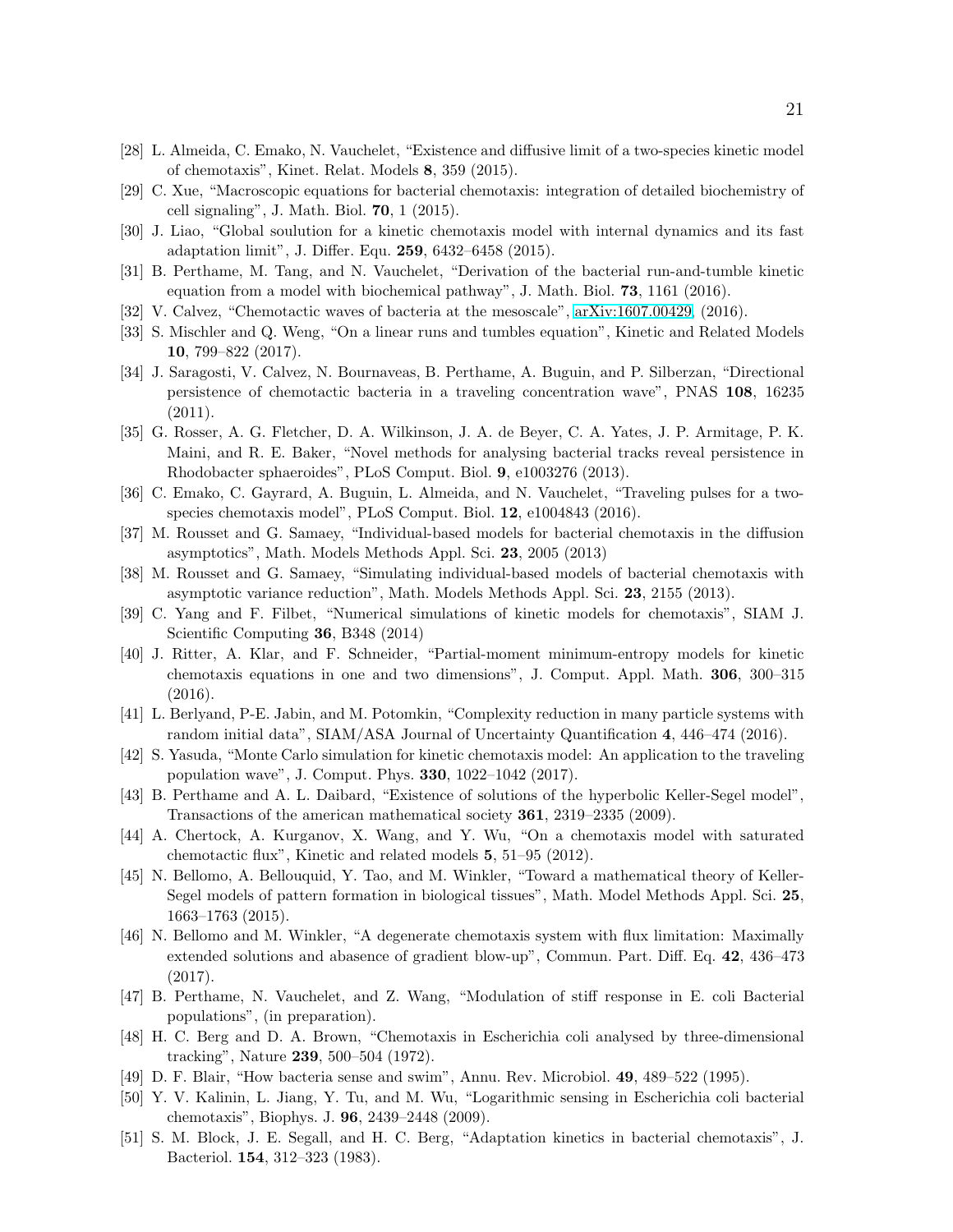[28] L. Almeida, C. Emako, N. Vauchelet, "Existence and diffusive limit of a two-species kinetic model of chemotaxis", Kinet. Relat. Models **8**, 359 (2015).

[29] C. Xue, "Macroscopic equations for bacterial chemotaxis: integration of detailed biochemistry of cell signaling", J. Math. Biol. **70**, 1 (2015).

[30] J. Liao, "Global soulution for a kinetic chemotaxis model with internal dynamics and its fast adaptation limit", J. Differ. Equ. **259**, 6432–6458 (2015).

[31] B. Perthame, M. Tang, and N. Vauchelet, "Derivation of the bacterial run-and-tumble kinetic equation from a model with biochemical pathway", J. Math. Biol. **73**, 1161 (2016).

[32] V. Calvez, "Chemotactic waves of bacteria at the mesoscale", arXiv:1607.00429, (2016).

[33] S. Mischler and Q. Weng, "On a linear runs and tumbles equation", Kinetic and Related Models **10**, 799–822 (2017).

[34] J. Saragosti, V. Calvez, N. Bournaveas, B. Perthame, A. Buguin, and P. Silberzan, "Directional persistence of chemotactic bacteria in a traveling concentration wave", PNAS **108**, 16235 (2011).

[35] G. Rosser, A. G. Fletcher, D. A. Wilkinson, J. A. de Beyer, C. A. Yates, J. P. Armitage, P. K. Maini, and R. E. Baker, "Novel methods for analysing bacterial tracks reveal persistence in Rhodobacter sphaeroides", PLoS Comput. Biol. **9**, e1003276 (2013).

[36] C. Emako, C. Gayrard, A. Buguin, L. Almeida, and N. Vauchelet, "Traveling pulses for a two-species chemotaxis model", PLoS Comput. Biol. **12**, e1004843 (2016).

[37] M. Rousset and G. Samaey, "Individual-based models for bacterial chemotaxis in the diffusion asymptotics", Math. Models Methods Appl. Sci. **23**, 2005 (2013)

[38] M. Rousset and G. Samaey, "Simulating individual-based models of bacterial chemotaxis with asymptotic variance reduction", Math. Models Methods Appl. Sci. **23**, 2155 (2013).

[39] C. Yang and F. Filbet, "Numerical simulations of kinetic models for chemotaxis", SIAM J. Scientific Computing **36**, B348 (2014)

[40] J. Ritter, A. Klar, and F. Schneider, "Partial-moment minimum-entropy models for kinetic chemotaxis equations in one and two dimensions", J. Comput. Appl. Math. **306**, 300–315 (2016).

[41] L. Berlyand, P-E. Jabin, and M. Potomkin, "Complexity reduction in many particle systems with random initial data", SIAM/ASA Journal of Uncertainty Quantification **4**, 446–474 (2016).

[42] S. Yasuda, "Monte Carlo simulation for kinetic chemotaxis model: An application to the traveling population wave", J. Comput. Phys. **330**, 1022–1042 (2017).

[43] B. Perthame and A. L. Daibard, "Existence of solutions of the hyperbolic Keller-Segel model", Transactions of the american mathematical society **361**, 2319–2335 (2009).

[44] A. Chertock, A. Kurganov, X. Wang, and Y. Wu, "On a chemotaxis model with saturated chemotactic flux", Kinetic and related models **5**, 51–95 (2012).

[45] N. Bellomo, A. Bellouquid, Y. Tao, and M. Winkler, "Toward a mathematical theory of Keller-Segel models of pattern formation in biological tissues", Math. Model Methods Appl. Sci. **25**, 1663–1763 (2015).

[46] N. Bellomo and M. Winkler, "A degenerate chemotaxis system with flux limitation: Maximally extended solutions and abasence of gradient blow-up", Commun. Part. Diff. Eq. **42**, 436–473 (2017).

[47] B. Perthame, N. Vauchelet, and Z. Wang, "Modulation of stiff response in E. coli Bacterial populations", (in preparation).

[48] H. C. Berg and D. A. Brown, "Chemotaxis in Escherichia coli analysed by three-dimensional tracking", Nature **239**, 500–504 (1972).

[49] D. F. Blair, "How bacteria sense and swim", Annu. Rev. Microbiol. **49**, 489–522 (1995).

[50] Y. V. Kalinin, L. Jiang, Y. Tu, and M. Wu, "Logarithmic sensing in Escherichia coli bacterial chemotaxis", Biophys. J. **96**, 2439–2448 (2009).

[51] S. M. Block, J. E. Segall, and H. C. Berg, "Adaptation kinetics in bacterial chemotaxis", J. Bacteriol. **154**, 312–323 (1983).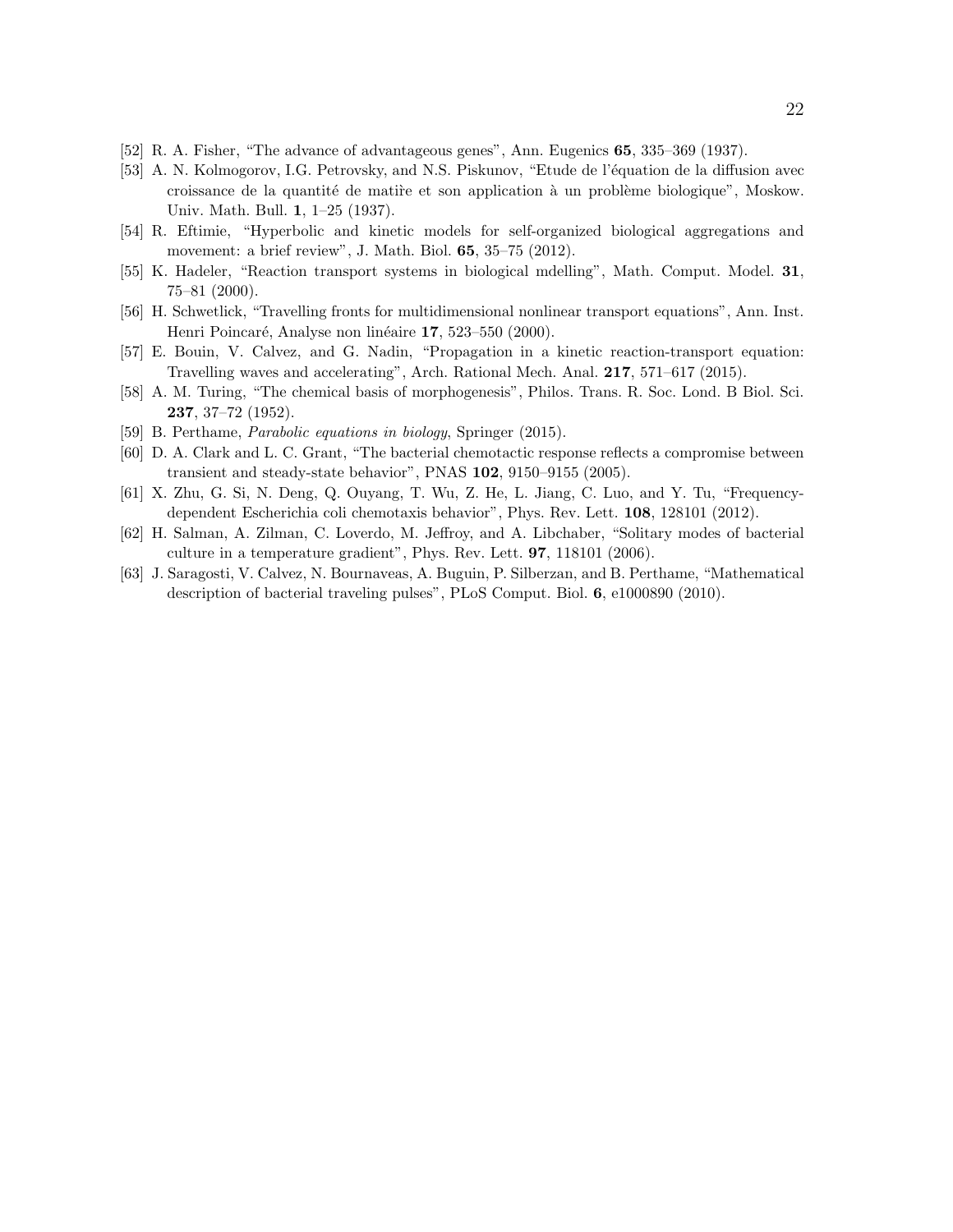[52] R. A. Fisher, "The advance of advantageous genes", Ann. Eugenics **65**, 335–369 (1937).

[53] A. N. Kolmogorov, I.G. Petrovsky, and N.S. Piskunov, "Etude de l'équation de la diffusion avec croissance de la quantité de matiře et son application à un problème biologique", Moskow. Univ. Math. Bull. **1**, 1–25 (1937).

[54] R. Eftimie, "Hyperbolic and kinetic models for self-organized biological aggregations and movement: a brief review", J. Math. Biol. **65**, 35–75 (2012).

[55] K. Hadeler, "Reaction transport systems in biological mdelling", Math. Comput. Model. **31**, 75–81 (2000).

[56] H. Schwetlick, "Travelling fronts for multidimensional nonlinear transport equations", Ann. Inst. Henri Poincaré, Analyse non linéaire **17**, 523–550 (2000).

[57] E. Bouin, V. Calvez, and G. Nadin, "Propagation in a kinetic reaction-transport equation: Travelling waves and accelerating", Arch. Rational Mech. Anal. **217**, 571–617 (2015).

[58] A. M. Turing, "The chemical basis of morphogenesis", Philos. Trans. R. Soc. Lond. B Biol. Sci. **237**, 37–72 (1952).

[59] B. Perthame, *Parabolic equations in biology*, Springer (2015).

[60] D. A. Clark and L. C. Grant, "The bacterial chemotactic response reflects a compromise between transient and steady-state behavior", PNAS **102**, 9150–9155 (2005).

[61] X. Zhu, G. Si, N. Deng, Q. Ouyang, T. Wu, Z. He, L. Jiang, C. Luo, and Y. Tu, "Frequency-dependent Escherichia coli chemotaxis behavior", Phys. Rev. Lett. **108**, 128101 (2012).

[62] H. Salman, A. Zilman, C. Loverdo, M. Jeffroy, and A. Libchaber, "Solitary modes of bacterial culture in a temperature gradient", Phys. Rev. Lett. **97**, 118101 (2006).

[63] J. Saragosti, V. Calvez, N. Bournaveas, A. Buguin, P. Silberzan, and B. Perthame, "Mathematical description of bacterial traveling pulses", PLoS Comput. Biol. **6**, e1000890 (2010).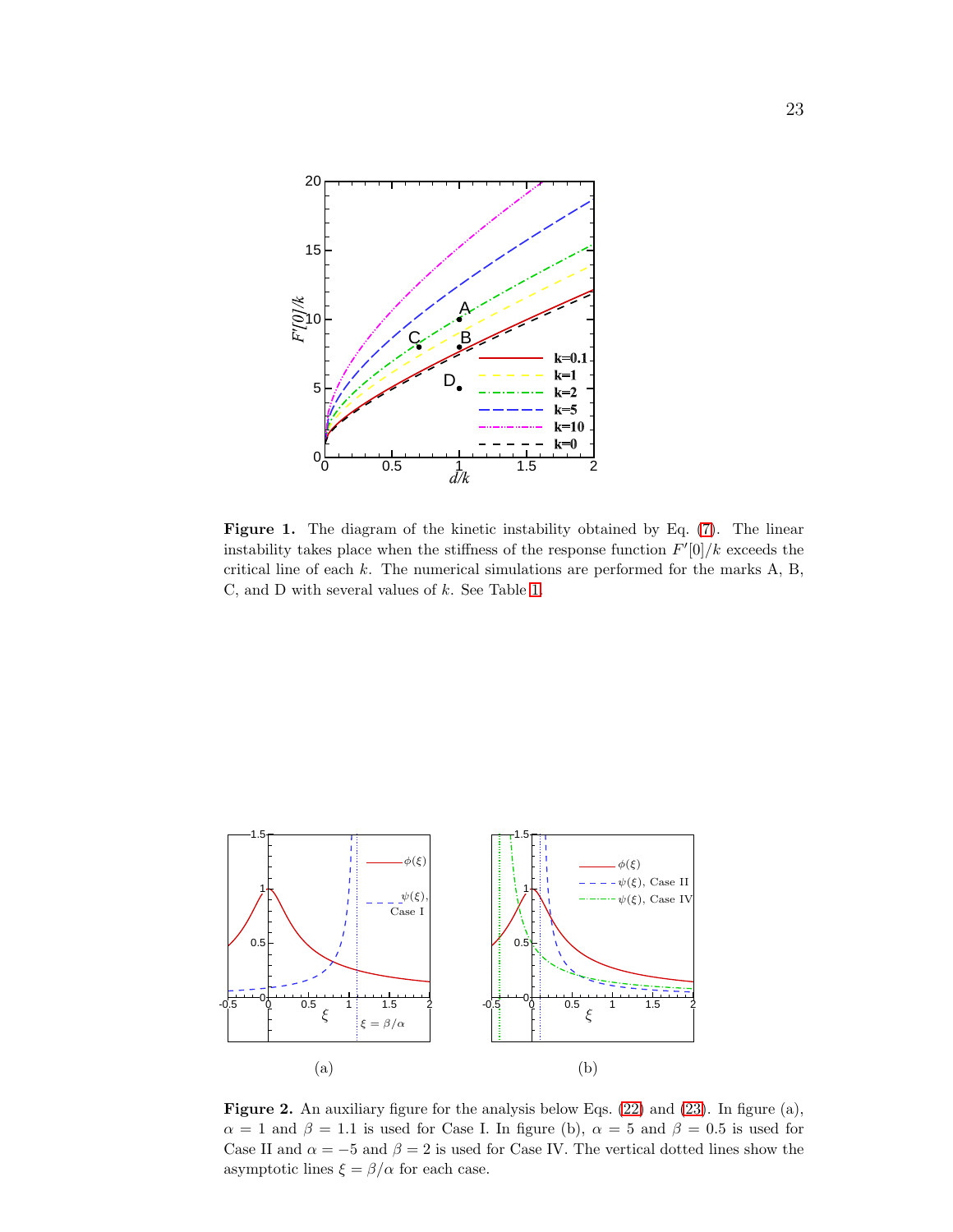**Figure 1.** The diagram of the kinetic instability obtained by Eq. (7). The linear instability takes place when the stiffness of the response function $F'[0]/k$ exceeds the critical line of each $k$. The numerical simulations are performed for the marks A, B, C, and D with several values of $k$. See Table 1.

(a)

(b)

**Figure 2.** An auxiliary figure for the analysis below Eqs. (22) and (23). In figure (a), $\alpha = 1$ and $\beta = 1.1$ is used for Case I. In figure (b), $\alpha = 5$ and $\beta = 0.5$ is used for Case II and $\alpha = -5$ and $\beta = 2$ is used for Case IV. The vertical dotted lines show the asymptotic lines $\xi = \beta/\alpha$ for each case.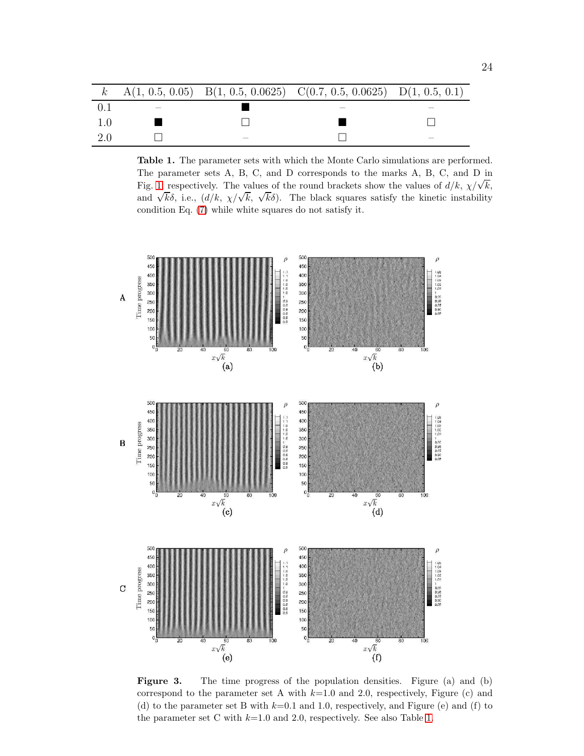| $k$ | A(1, 0.5, 0.05) | B(1, 0.5, 0.0625) | C(0.7, 0.5, 0.0625) | D(1, 0.5, 0.1) |
|---|---|---|---|---|
| 0.1 | – | ■ | – | – |
| 1.0 | ■ | □ | ■ | □ |
| 2.0 | □ | – | □ | – |

**Table 1.** The parameter sets with which the Monte Carlo simulations are performed. The parameter sets A, B, C, and D corresponds to the marks A, B, C, and D in Fig. 1 respectively. The values of the round brackets show the values of $d/k$, $\chi/\sqrt{k}$, and $\sqrt{k}\delta$, i.e., $(d/k,\ \chi/\sqrt{k},\ \sqrt{k}\delta)$. The black squares satisfy the kinetic instability condition Eq. (7) while white squares do not satisfy it.

**Figure 3.** The time progress of the population densities. Figure (a) and (b) correspond to the parameter set A with $k$=1.0 and 2.0, respectively, Figure (c) and (d) to the parameter set B with $k$=0.1 and 1.0, respectively, and Figure (e) and (f) to the parameter set C with $k$=1.0 and 2.0, respectively. See also Table 1.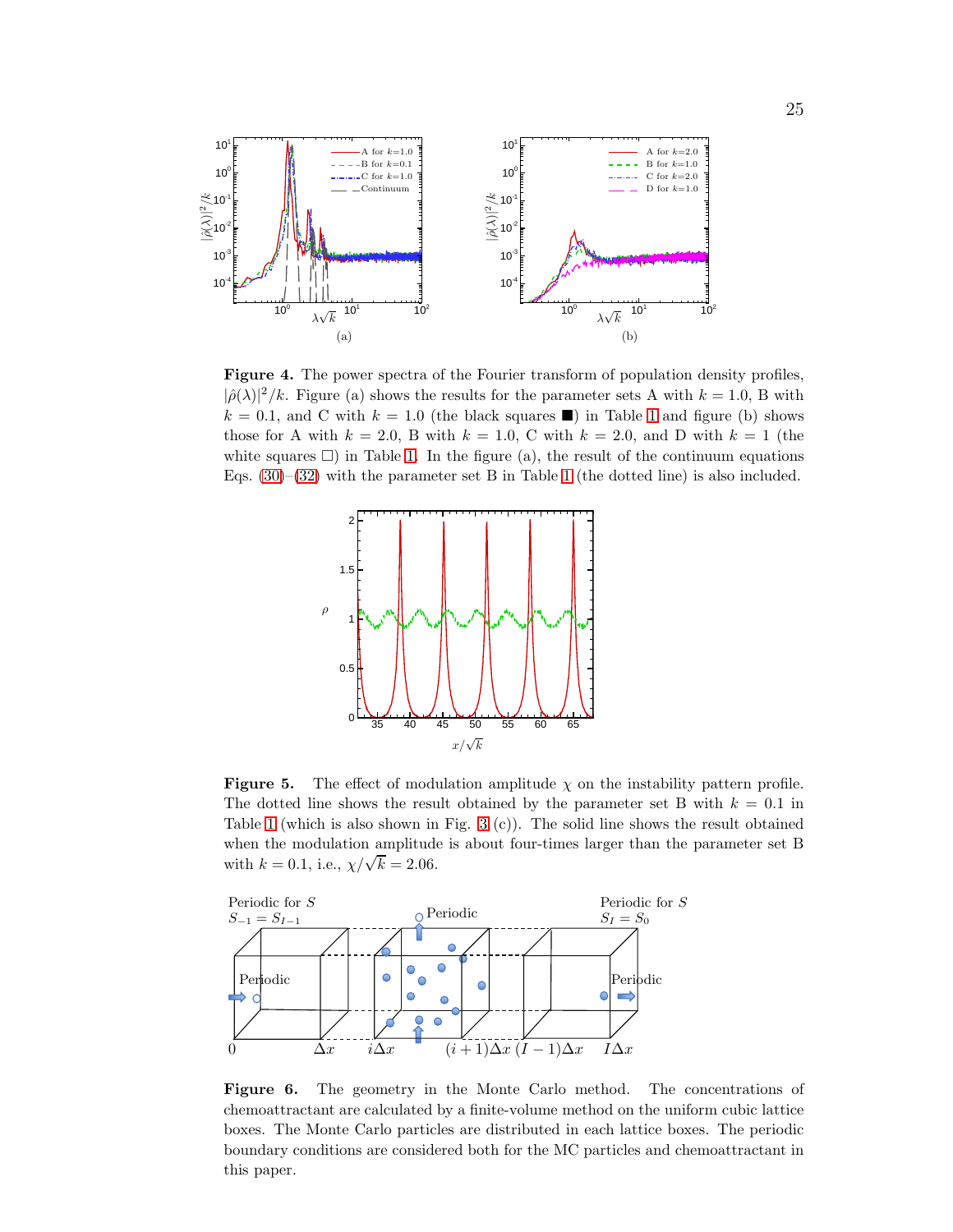**Figure 4.** The power spectra of the Fourier transform of population density profiles, $|\hat{\rho}(\lambda)|^2/k$. Figure (a) shows the results for the parameter sets A with $k = 1.0$, B with $k = 0.1$, and C with $k = 1.0$ (the black squares ■) in Table 1 and figure (b) shows those for A with $k = 2.0$, B with $k = 1.0$, C with $k = 2.0$, and D with $k = 1$ (the white squares □) in Table 1. In the figure (a), the result of the continuum equations Eqs. (30)–(32) with the parameter set B in Table 1 (the dotted line) is also included.

**Figure 5.** The effect of modulation amplitude $\chi$ on the instability pattern profile. The dotted line shows the result obtained by the parameter set B with $k = 0.1$ in Table 1 (which is also shown in Fig. 3 (c)). The solid line shows the result obtained when the modulation amplitude is about four-times larger than the parameter set B with $k = 0.1$, i.e., $\chi/\sqrt{k} = 2.06$.

**Figure 6.** The geometry in the Monte Carlo method. The concentrations of chemoattractant are calculated by a finite-volume method on the uniform cubic lattice boxes. The Monte Carlo particles are distributed in each lattice boxes. The periodic boundary conditions are considered both for the MC particles and chemoattractant in this paper.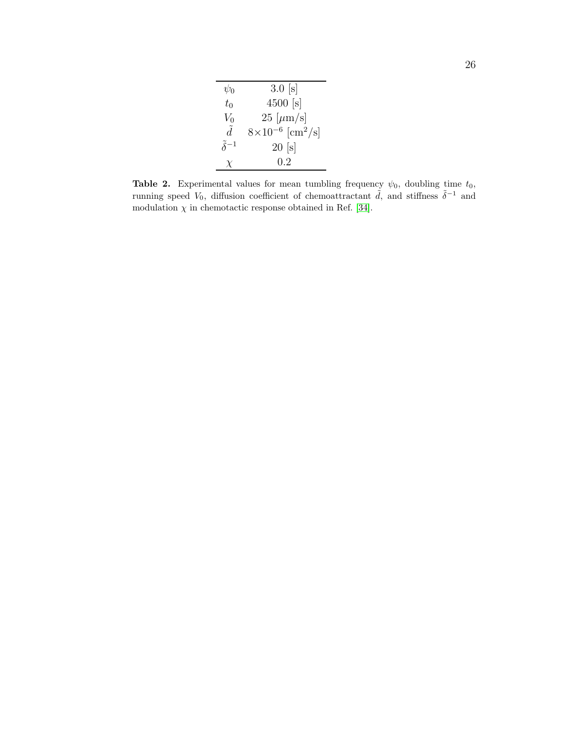| | |
|---|---|
| $\psi_0$ | 3.0 [s] |
| $t_0$ | 4500 [s] |
| $V_0$ | 25 [$\mu$m/s] |
| $\tilde{d}$ | $8{\times}10^{-6}$ [cm$^2$/s] |
| $\tilde{\delta}^{-1}$ | 20 [s] |
| $\chi$ | 0.2 |

**Table 2.** Experimental values for mean tumbling frequency $\psi_0$, doubling time $t_0$, running speed $V_0$, diffusion coefficient of chemoattractant $\tilde{d}$, and stiffness $\tilde{\delta}^{-1}$ and modulation $\chi$ in chemotactic response obtained in Ref. [34].